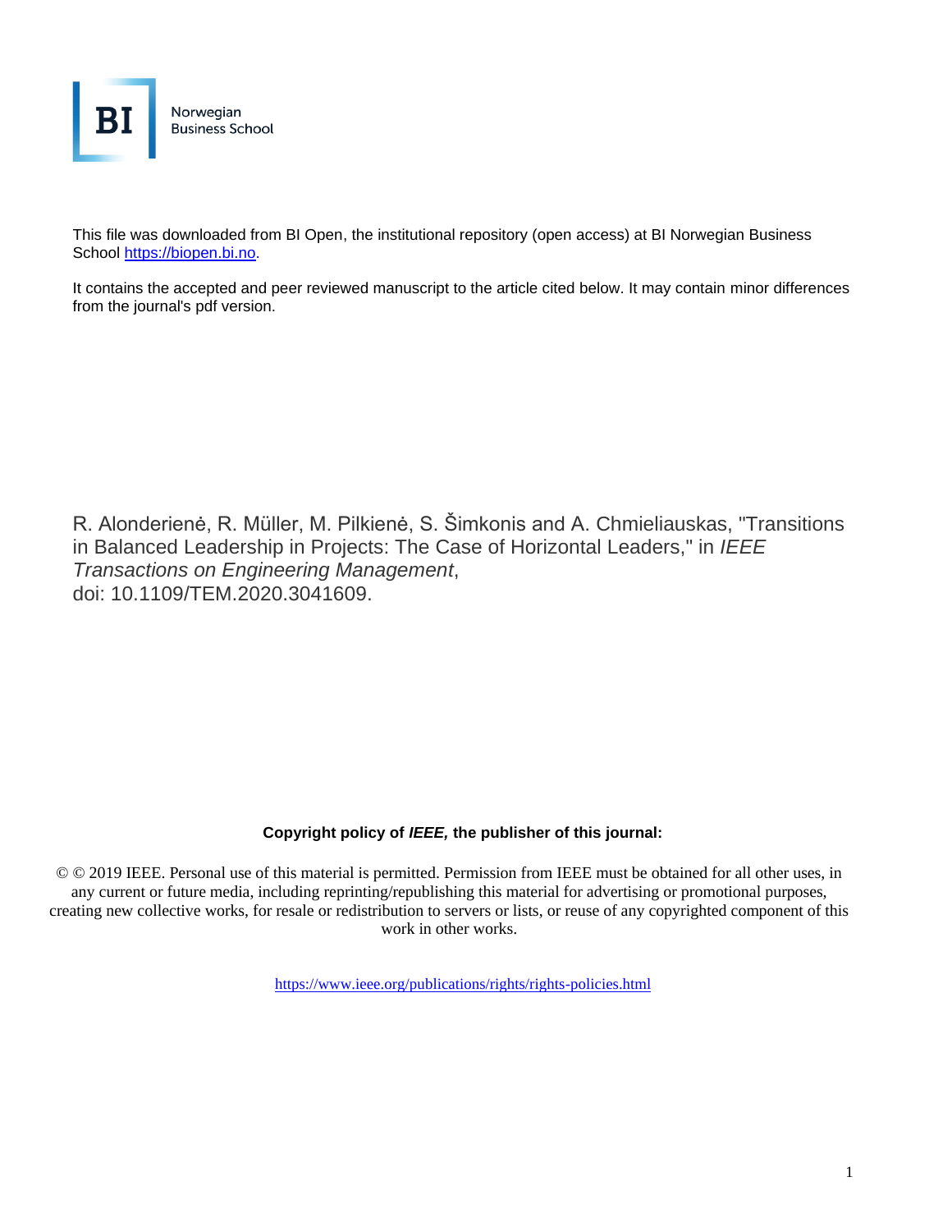BI Norwegian Business School

This file was downloaded from BI Open, the institutional repository (open access) at BI Norwegian Business School https://biopen.bi.no.

It contains the accepted and peer reviewed manuscript to the article cited below. It may contain minor differences from the journal's pdf version.

R. Alonderienė, R. Müller, M. Pilkienė, S. Šimkonis and A. Chmieliauskas, "Transitions in Balanced Leadership in Projects: The Case of Horizontal Leaders," in *IEEE Transactions on Engineering Management*, doi: 10.1109/TEM.2020.3041609.

**Copyright policy of *IEEE,* the publisher of this journal:**

© © 2019 IEEE. Personal use of this material is permitted. Permission from IEEE must be obtained for all other uses, in any current or future media, including reprinting/republishing this material for advertising or promotional purposes, creating new collective works, for resale or redistribution to servers or lists, or reuse of any copyrighted component of this work in other works.

https://www.ieee.org/publications/rights/rights-policies.html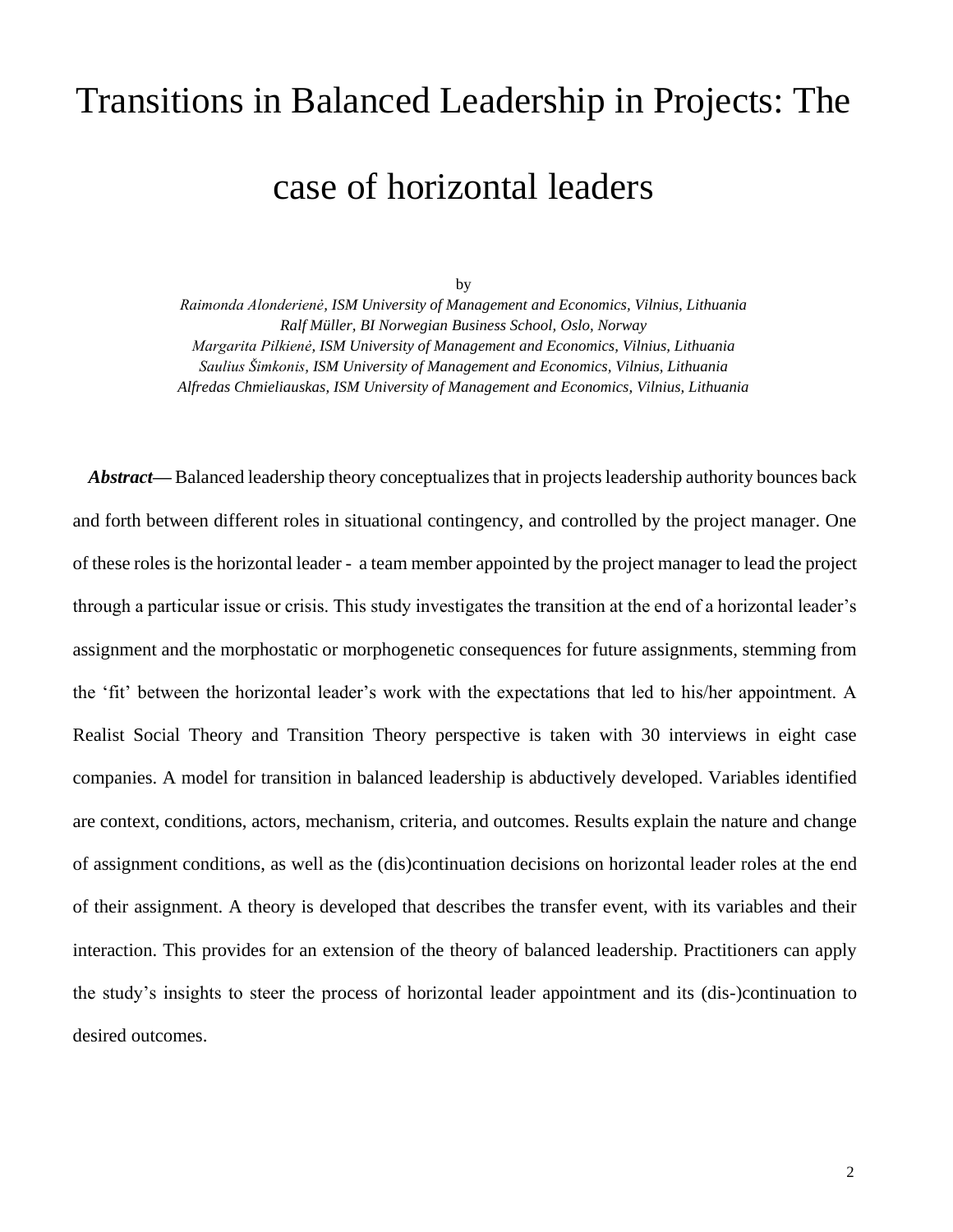# Transitions in Balanced Leadership in Projects: The case of horizontal leaders

by

*Raimonda Alonderienė, ISM University of Management and Economics, Vilnius, Lithuania*
*Ralf Müller, BI Norwegian Business School, Oslo, Norway*
*Margarita Pilkienė, ISM University of Management and Economics, Vilnius, Lithuania*
*Saulius Šimkonis, ISM University of Management and Economics, Vilnius, Lithuania*
*Alfredas Chmieliauskas, ISM University of Management and Economics, Vilnius, Lithuania*

***Abstract*—** Balanced leadership theory conceptualizes that in projects leadership authority bounces back and forth between different roles in situational contingency, and controlled by the project manager. One of these roles is the horizontal leader - a team member appointed by the project manager to lead the project through a particular issue or crisis. This study investigates the transition at the end of a horizontal leader's assignment and the morphostatic or morphogenetic consequences for future assignments, stemming from the 'fit' between the horizontal leader's work with the expectations that led to his/her appointment. A Realist Social Theory and Transition Theory perspective is taken with 30 interviews in eight case companies. A model for transition in balanced leadership is abductively developed. Variables identified are context, conditions, actors, mechanism, criteria, and outcomes. Results explain the nature and change of assignment conditions, as well as the (dis)continuation decisions on horizontal leader roles at the end of their assignment. A theory is developed that describes the transfer event, with its variables and their interaction. This provides for an extension of the theory of balanced leadership. Practitioners can apply the study's insights to steer the process of horizontal leader appointment and its (dis-)continuation to desired outcomes.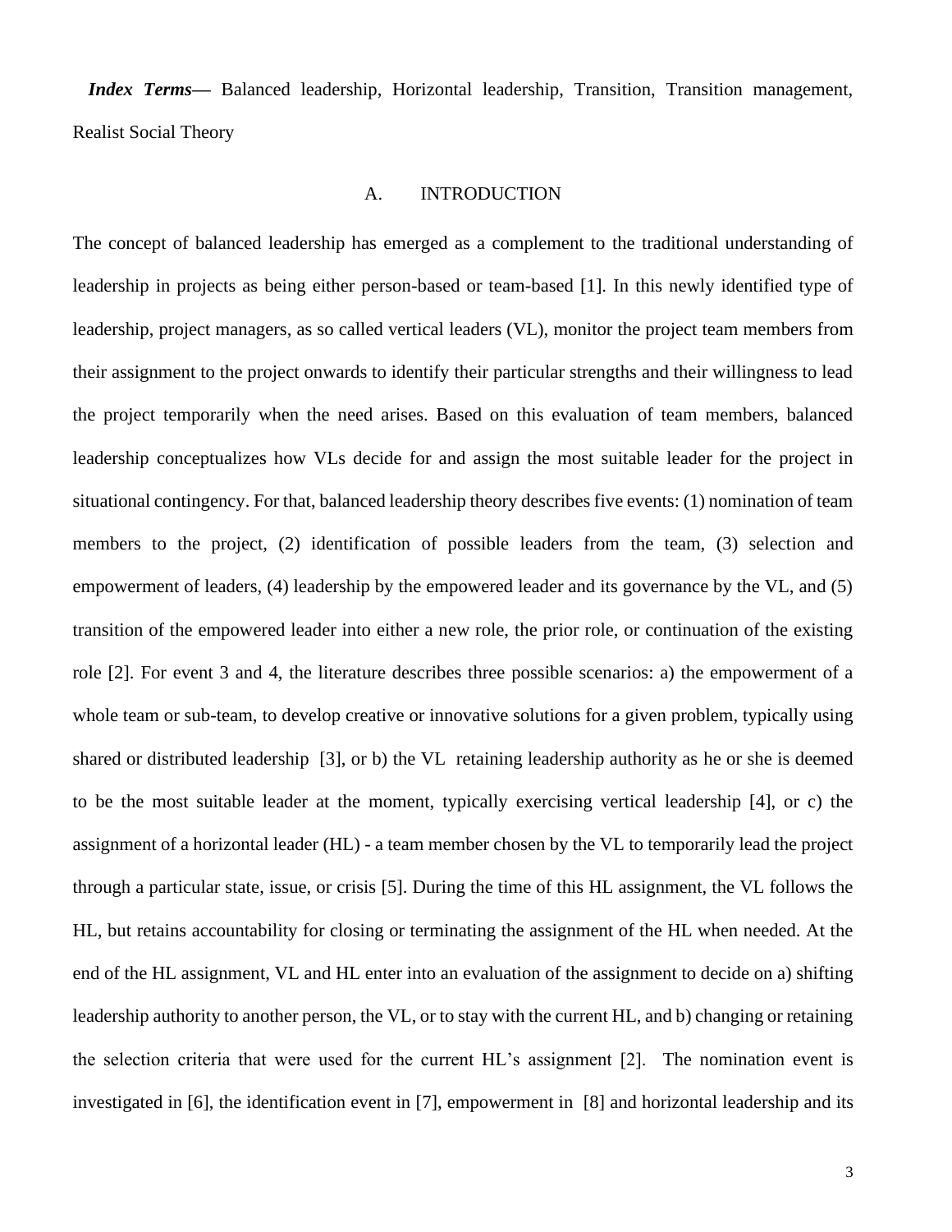***Index Terms*—** Balanced leadership, Horizontal leadership, Transition, Transition management, Realist Social Theory

## A. INTRODUCTION

The concept of balanced leadership has emerged as a complement to the traditional understanding of leadership in projects as being either person-based or team-based [1]. In this newly identified type of leadership, project managers, as so called vertical leaders (VL), monitor the project team members from their assignment to the project onwards to identify their particular strengths and their willingness to lead the project temporarily when the need arises. Based on this evaluation of team members, balanced leadership conceptualizes how VLs decide for and assign the most suitable leader for the project in situational contingency. For that, balanced leadership theory describes five events: (1) nomination of team members to the project, (2) identification of possible leaders from the team, (3) selection and empowerment of leaders, (4) leadership by the empowered leader and its governance by the VL, and (5) transition of the empowered leader into either a new role, the prior role, or continuation of the existing role [2]. For event 3 and 4, the literature describes three possible scenarios: a) the empowerment of a whole team or sub-team, to develop creative or innovative solutions for a given problem, typically using shared or distributed leadership [3], or b) the VL retaining leadership authority as he or she is deemed to be the most suitable leader at the moment, typically exercising vertical leadership [4], or c) the assignment of a horizontal leader (HL) - a team member chosen by the VL to temporarily lead the project through a particular state, issue, or crisis [5]. During the time of this HL assignment, the VL follows the HL, but retains accountability for closing or terminating the assignment of the HL when needed. At the end of the HL assignment, VL and HL enter into an evaluation of the assignment to decide on a) shifting leadership authority to another person, the VL, or to stay with the current HL, and b) changing or retaining the selection criteria that were used for the current HL's assignment [2]. The nomination event is investigated in [6], the identification event in [7], empowerment in [8] and horizontal leadership and its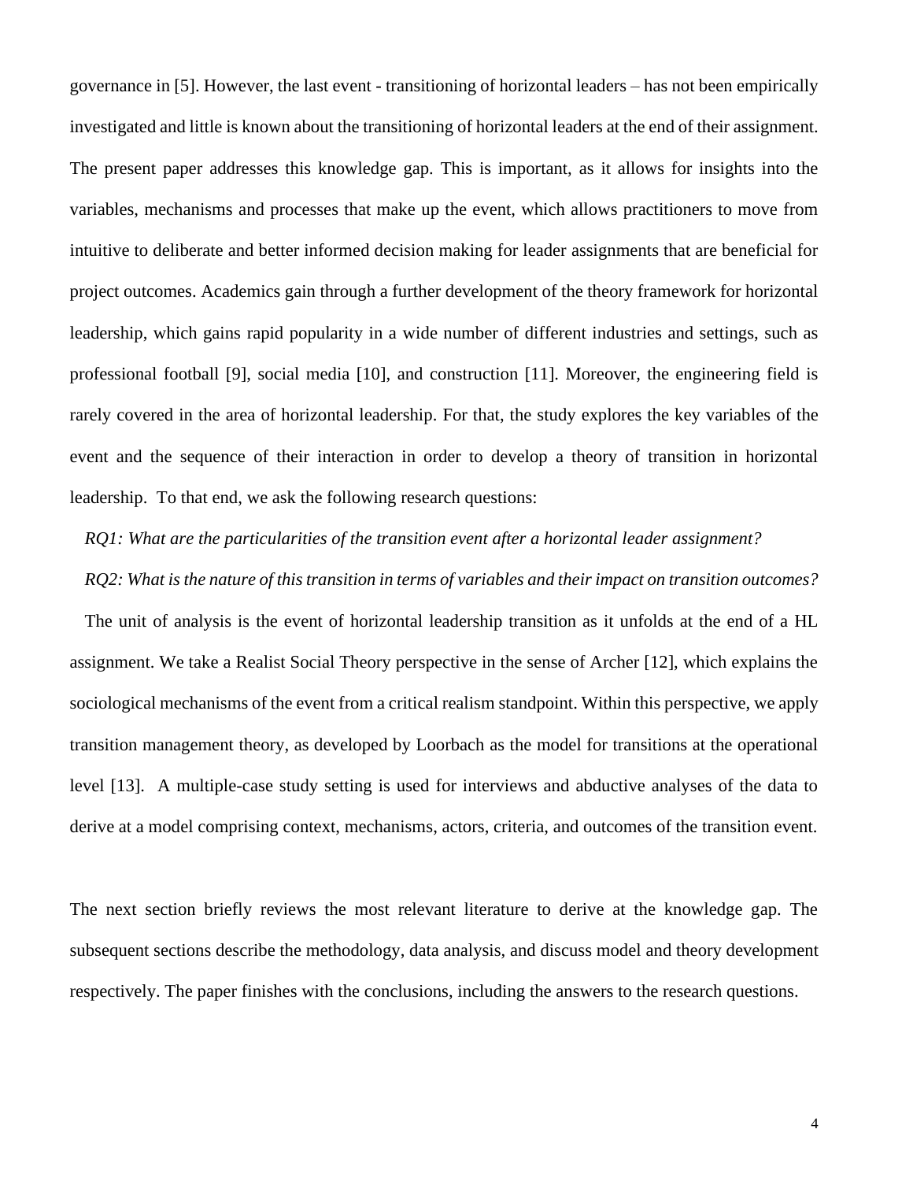governance in [5]. However, the last event - transitioning of horizontal leaders – has not been empirically investigated and little is known about the transitioning of horizontal leaders at the end of their assignment. The present paper addresses this knowledge gap. This is important, as it allows for insights into the variables, mechanisms and processes that make up the event, which allows practitioners to move from intuitive to deliberate and better informed decision making for leader assignments that are beneficial for project outcomes. Academics gain through a further development of the theory framework for horizontal leadership, which gains rapid popularity in a wide number of different industries and settings, such as professional football [9], social media [10], and construction [11]. Moreover, the engineering field is rarely covered in the area of horizontal leadership. For that, the study explores the key variables of the event and the sequence of their interaction in order to develop a theory of transition in horizontal leadership. To that end, we ask the following research questions:

*RQ1: What are the particularities of the transition event after a horizontal leader assignment?*

*RQ2: What is the nature of this transition in terms of variables and their impact on transition outcomes?*

The unit of analysis is the event of horizontal leadership transition as it unfolds at the end of a HL assignment. We take a Realist Social Theory perspective in the sense of Archer [12], which explains the sociological mechanisms of the event from a critical realism standpoint. Within this perspective, we apply transition management theory, as developed by Loorbach as the model for transitions at the operational level [13]. A multiple-case study setting is used for interviews and abductive analyses of the data to derive at a model comprising context, mechanisms, actors, criteria, and outcomes of the transition event.

The next section briefly reviews the most relevant literature to derive at the knowledge gap. The subsequent sections describe the methodology, data analysis, and discuss model and theory development respectively. The paper finishes with the conclusions, including the answers to the research questions.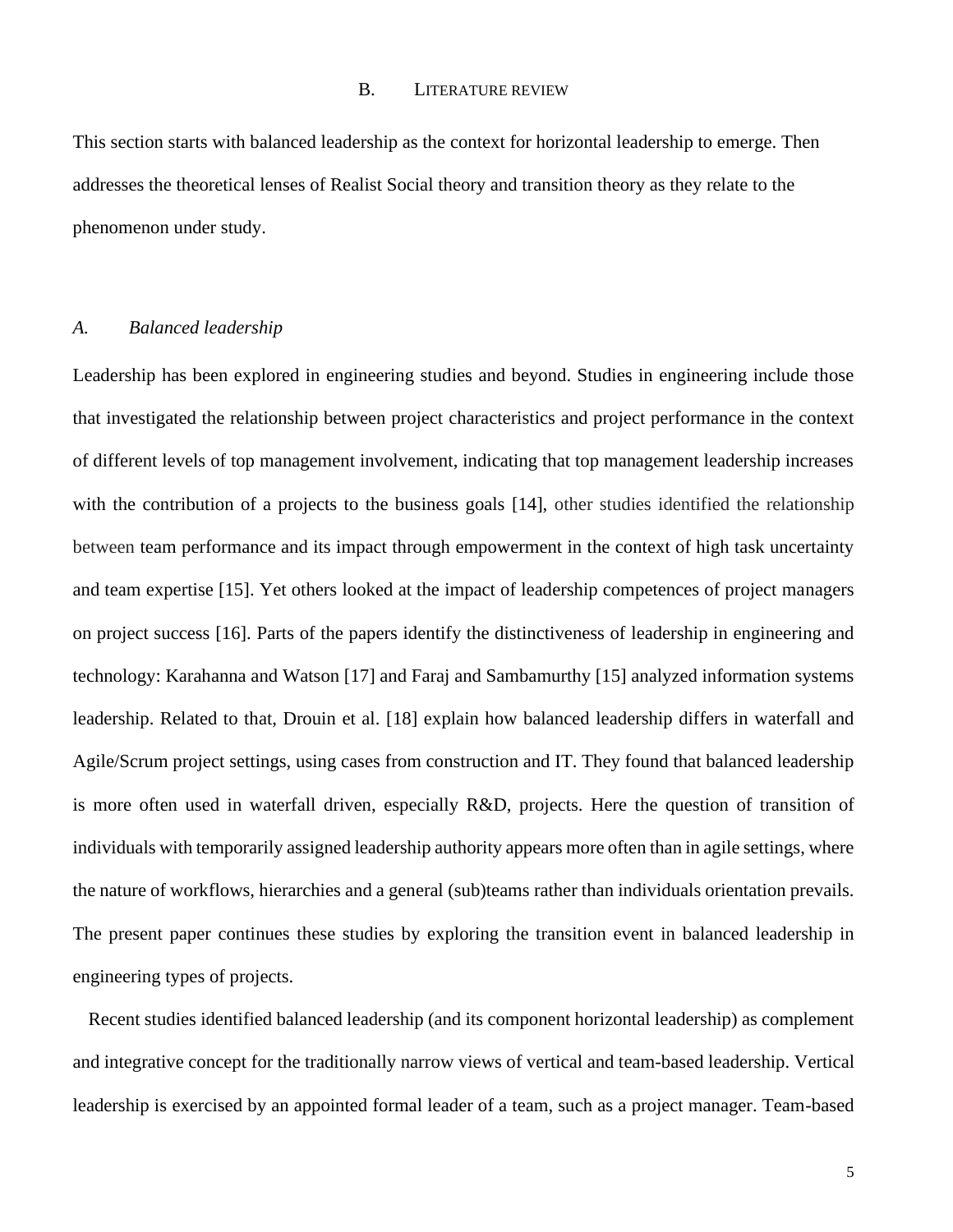## B. Literature review

This section starts with balanced leadership as the context for horizontal leadership to emerge. Then addresses the theoretical lenses of Realist Social theory and transition theory as they relate to the phenomenon under study.

### *A. Balanced leadership*

Leadership has been explored in engineering studies and beyond. Studies in engineering include those that investigated the relationship between project characteristics and project performance in the context of different levels of top management involvement, indicating that top management leadership increases with the contribution of a projects to the business goals [14], other studies identified the relationship between team performance and its impact through empowerment in the context of high task uncertainty and team expertise [15]. Yet others looked at the impact of leadership competences of project managers on project success [16]. Parts of the papers identify the distinctiveness of leadership in engineering and technology: Karahanna and Watson [17] and Faraj and Sambamurthy [15] analyzed information systems leadership. Related to that, Drouin et al. [18] explain how balanced leadership differs in waterfall and Agile/Scrum project settings, using cases from construction and IT. They found that balanced leadership is more often used in waterfall driven, especially R&D, projects. Here the question of transition of individuals with temporarily assigned leadership authority appears more often than in agile settings, where the nature of workflows, hierarchies and a general (sub)teams rather than individuals orientation prevails. The present paper continues these studies by exploring the transition event in balanced leadership in engineering types of projects.

Recent studies identified balanced leadership (and its component horizontal leadership) as complement and integrative concept for the traditionally narrow views of vertical and team-based leadership. Vertical leadership is exercised by an appointed formal leader of a team, such as a project manager. Team-based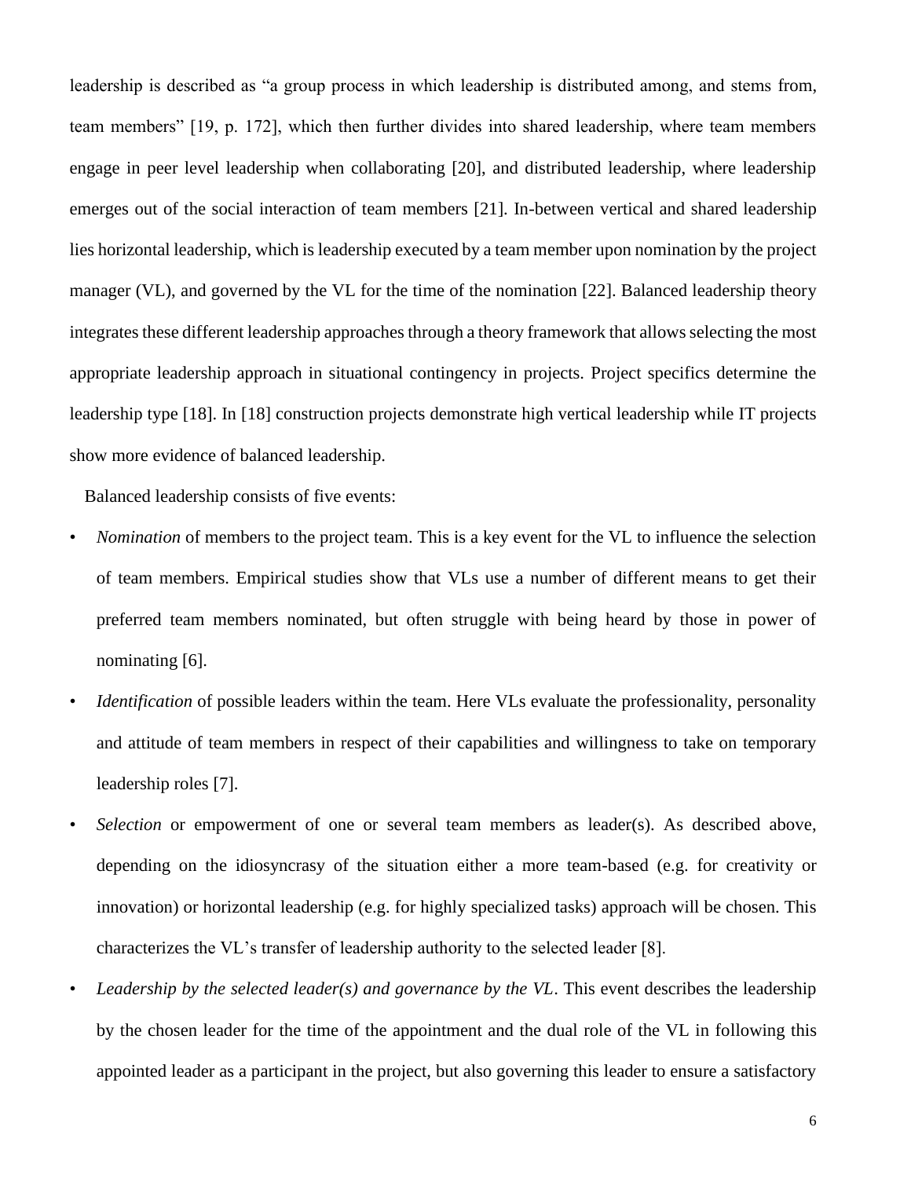leadership is described as "a group process in which leadership is distributed among, and stems from, team members" [19, p. 172], which then further divides into shared leadership, where team members engage in peer level leadership when collaborating [20], and distributed leadership, where leadership emerges out of the social interaction of team members [21]. In-between vertical and shared leadership lies horizontal leadership, which is leadership executed by a team member upon nomination by the project manager (VL), and governed by the VL for the time of the nomination [22]. Balanced leadership theory integrates these different leadership approaches through a theory framework that allows selecting the most appropriate leadership approach in situational contingency in projects. Project specifics determine the leadership type [18]. In [18] construction projects demonstrate high vertical leadership while IT projects show more evidence of balanced leadership.

Balanced leadership consists of five events:

- *Nomination* of members to the project team. This is a key event for the VL to influence the selection of team members. Empirical studies show that VLs use a number of different means to get their preferred team members nominated, but often struggle with being heard by those in power of nominating [6].
- *Identification* of possible leaders within the team. Here VLs evaluate the professionality, personality and attitude of team members in respect of their capabilities and willingness to take on temporary leadership roles [7].
- *Selection* or empowerment of one or several team members as leader(s). As described above, depending on the idiosyncrasy of the situation either a more team-based (e.g. for creativity or innovation) or horizontal leadership (e.g. for highly specialized tasks) approach will be chosen. This characterizes the VL's transfer of leadership authority to the selected leader [8].
- *Leadership by the selected leader(s) and governance by the VL*. This event describes the leadership by the chosen leader for the time of the appointment and the dual role of the VL in following this appointed leader as a participant in the project, but also governing this leader to ensure a satisfactory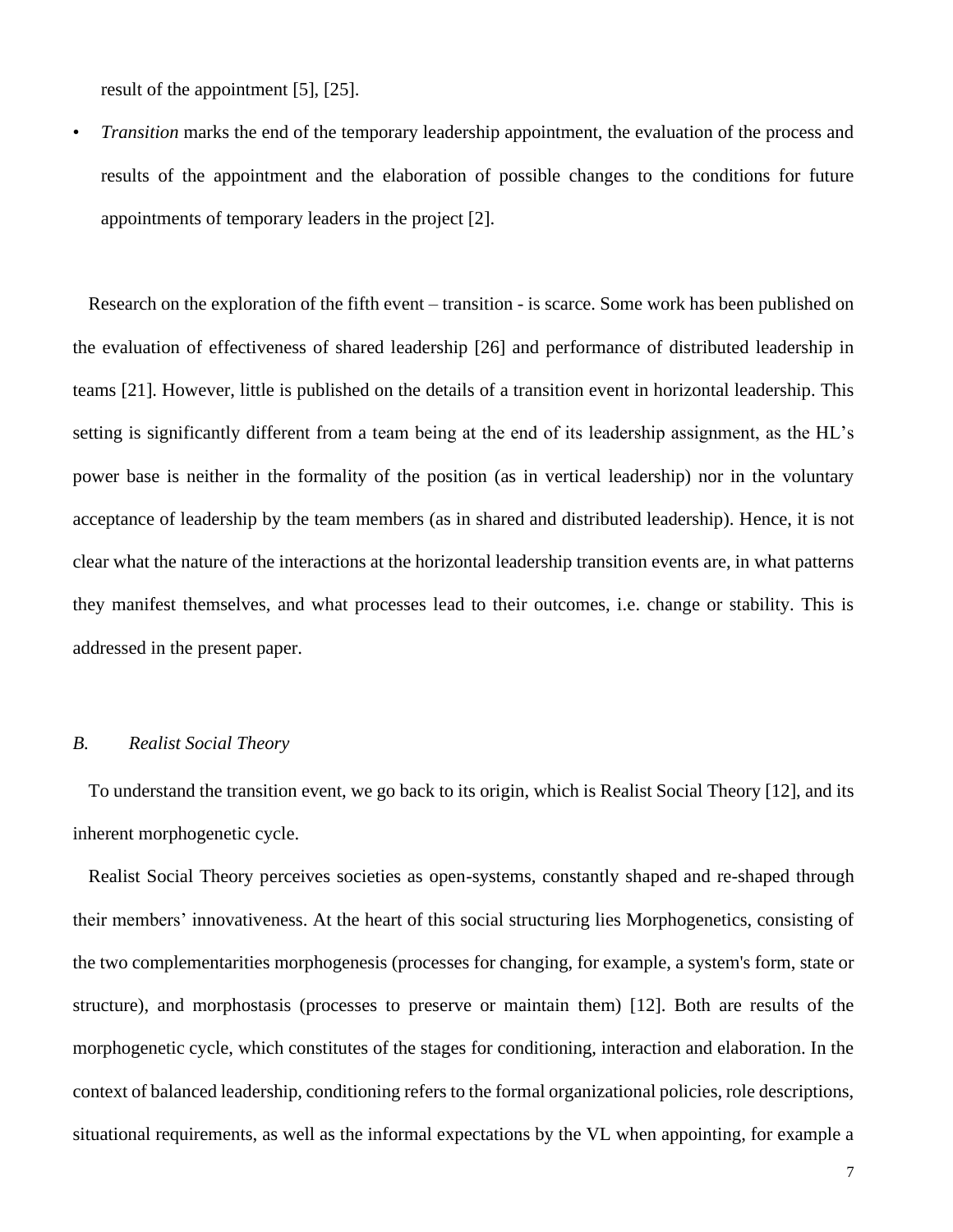result of the appointment [5], [25].

- *Transition* marks the end of the temporary leadership appointment, the evaluation of the process and results of the appointment and the elaboration of possible changes to the conditions for future appointments of temporary leaders in the project [2].

Research on the exploration of the fifth event – transition - is scarce. Some work has been published on the evaluation of effectiveness of shared leadership [26] and performance of distributed leadership in teams [21]. However, little is published on the details of a transition event in horizontal leadership. This setting is significantly different from a team being at the end of its leadership assignment, as the HL's power base is neither in the formality of the position (as in vertical leadership) nor in the voluntary acceptance of leadership by the team members (as in shared and distributed leadership). Hence, it is not clear what the nature of the interactions at the horizontal leadership transition events are, in what patterns they manifest themselves, and what processes lead to their outcomes, i.e. change or stability. This is addressed in the present paper.

### *B. Realist Social Theory*

To understand the transition event, we go back to its origin, which is Realist Social Theory [12], and its inherent morphogenetic cycle.

Realist Social Theory perceives societies as open-systems, constantly shaped and re-shaped through their members' innovativeness. At the heart of this social structuring lies Morphogenetics, consisting of the two complementarities morphogenesis (processes for changing, for example, a system's form, state or structure), and morphostasis (processes to preserve or maintain them) [12]. Both are results of the morphogenetic cycle, which constitutes of the stages for conditioning, interaction and elaboration. In the context of balanced leadership, conditioning refers to the formal organizational policies, role descriptions, situational requirements, as well as the informal expectations by the VL when appointing, for example a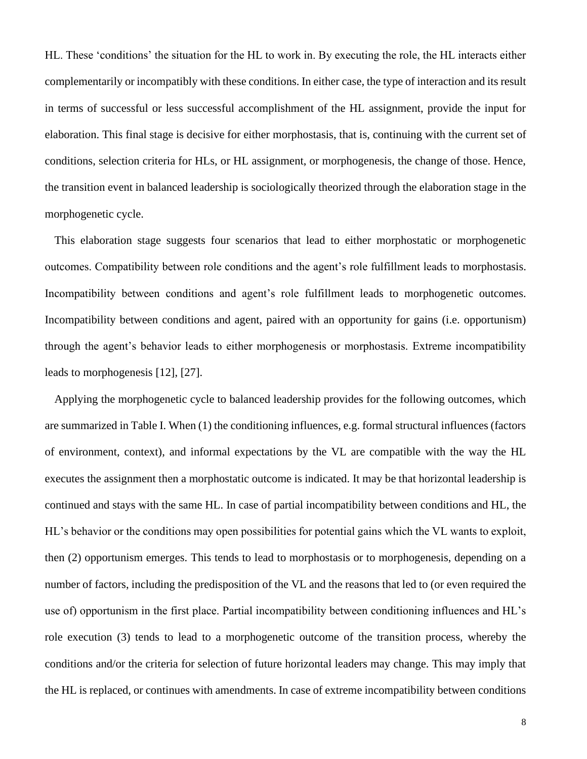HL. These 'conditions' the situation for the HL to work in. By executing the role, the HL interacts either complementarily or incompatibly with these conditions. In either case, the type of interaction and its result in terms of successful or less successful accomplishment of the HL assignment, provide the input for elaboration. This final stage is decisive for either morphostasis, that is, continuing with the current set of conditions, selection criteria for HLs, or HL assignment, or morphogenesis, the change of those. Hence, the transition event in balanced leadership is sociologically theorized through the elaboration stage in the morphogenetic cycle.

This elaboration stage suggests four scenarios that lead to either morphostatic or morphogenetic outcomes. Compatibility between role conditions and the agent's role fulfillment leads to morphostasis. Incompatibility between conditions and agent's role fulfillment leads to morphogenetic outcomes. Incompatibility between conditions and agent, paired with an opportunity for gains (i.e. opportunism) through the agent's behavior leads to either morphogenesis or morphostasis. Extreme incompatibility leads to morphogenesis [12], [27].

Applying the morphogenetic cycle to balanced leadership provides for the following outcomes, which are summarized in Table I. When (1) the conditioning influences, e.g. formal structural influences (factors of environment, context), and informal expectations by the VL are compatible with the way the HL executes the assignment then a morphostatic outcome is indicated. It may be that horizontal leadership is continued and stays with the same HL. In case of partial incompatibility between conditions and HL, the HL's behavior or the conditions may open possibilities for potential gains which the VL wants to exploit, then (2) opportunism emerges. This tends to lead to morphostasis or to morphogenesis, depending on a number of factors, including the predisposition of the VL and the reasons that led to (or even required the use of) opportunism in the first place. Partial incompatibility between conditioning influences and HL's role execution (3) tends to lead to a morphogenetic outcome of the transition process, whereby the conditions and/or the criteria for selection of future horizontal leaders may change. This may imply that the HL is replaced, or continues with amendments. In case of extreme incompatibility between conditions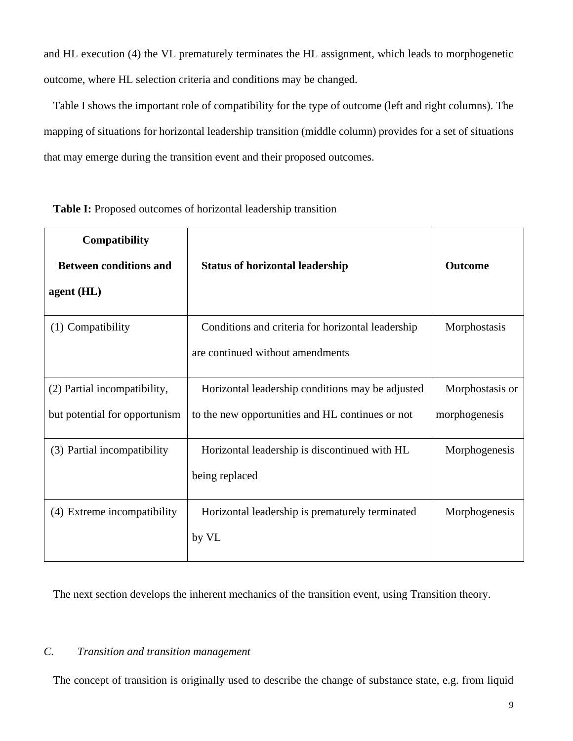and HL execution (4) the VL prematurely terminates the HL assignment, which leads to morphogenetic outcome, where HL selection criteria and conditions may be changed.

Table I shows the important role of compatibility for the type of outcome (left and right columns). The mapping of situations for horizontal leadership transition (middle column) provides for a set of situations that may emerge during the transition event and their proposed outcomes.

**Table I:** Proposed outcomes of horizontal leadership transition

| Compatibility Between conditions and agent (HL) | Status of horizontal leadership | Outcome |
|---|---|---|
| (1) Compatibility | Conditions and criteria for horizontal leadership are continued without amendments | Morphostasis |
| (2) Partial incompatibility, but potential for opportunism | Horizontal leadership conditions may be adjusted to the new opportunities and HL continues or not | Morphostasis or morphogenesis |
| (3) Partial incompatibility | Horizontal leadership is discontinued with HL being replaced | Morphogenesis |
| (4) Extreme incompatibility | Horizontal leadership is prematurely terminated by VL | Morphogenesis |

The next section develops the inherent mechanics of the transition event, using Transition theory.

### *C. Transition and transition management*

The concept of transition is originally used to describe the change of substance state, e.g. from liquid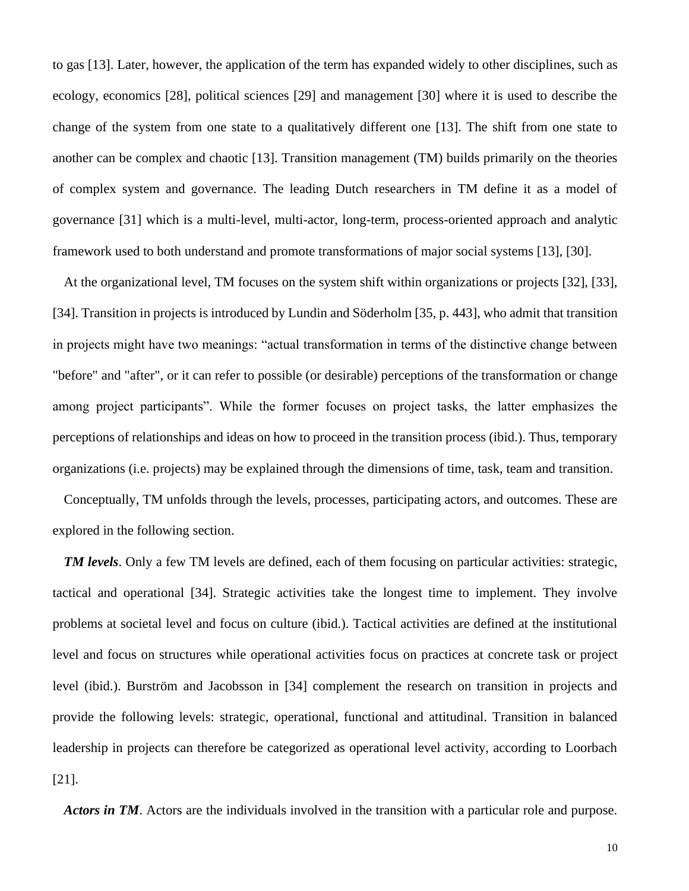to gas [13]. Later, however, the application of the term has expanded widely to other disciplines, such as ecology, economics [28], political sciences [29] and management [30] where it is used to describe the change of the system from one state to a qualitatively different one [13]. The shift from one state to another can be complex and chaotic [13]. Transition management (TM) builds primarily on the theories of complex system and governance. The leading Dutch researchers in TM define it as a model of governance [31] which is a multi-level, multi-actor, long-term, process-oriented approach and analytic framework used to both understand and promote transformations of major social systems [13], [30].

At the organizational level, TM focuses on the system shift within organizations or projects [32], [33], [34]. Transition in projects is introduced by Lundin and Söderholm [35, p. 443], who admit that transition in projects might have two meanings: "actual transformation in terms of the distinctive change between "before" and "after", or it can refer to possible (or desirable) perceptions of the transformation or change among project participants". While the former focuses on project tasks, the latter emphasizes the perceptions of relationships and ideas on how to proceed in the transition process (ibid.). Thus, temporary organizations (i.e. projects) may be explained through the dimensions of time, task, team and transition.

Conceptually, TM unfolds through the levels, processes, participating actors, and outcomes. These are explored in the following section.

***TM levels***. Only a few TM levels are defined, each of them focusing on particular activities: strategic, tactical and operational [34]. Strategic activities take the longest time to implement. They involve problems at societal level and focus on culture (ibid.). Tactical activities are defined at the institutional level and focus on structures while operational activities focus on practices at concrete task or project level (ibid.). Burström and Jacobsson in [34] complement the research on transition in projects and provide the following levels: strategic, operational, functional and attitudinal. Transition in balanced leadership in projects can therefore be categorized as operational level activity, according to Loorbach [21].

***Actors in TM***. Actors are the individuals involved in the transition with a particular role and purpose.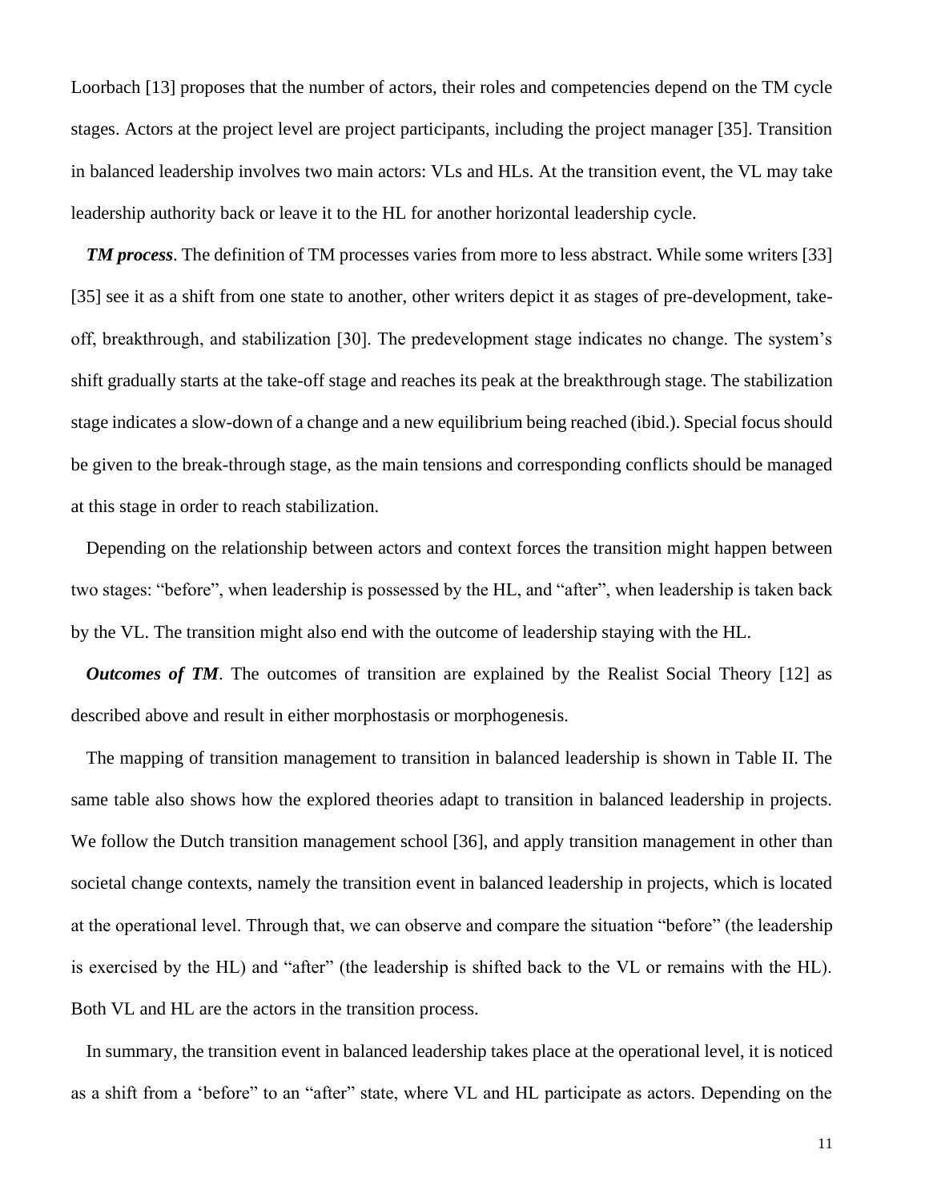Loorbach [13] proposes that the number of actors, their roles and competencies depend on the TM cycle stages. Actors at the project level are project participants, including the project manager [35]. Transition in balanced leadership involves two main actors: VLs and HLs. At the transition event, the VL may take leadership authority back or leave it to the HL for another horizontal leadership cycle.

***TM process***. The definition of TM processes varies from more to less abstract. While some writers [33] [35] see it as a shift from one state to another, other writers depict it as stages of pre-development, take-off, breakthrough, and stabilization [30]. The predevelopment stage indicates no change. The system's shift gradually starts at the take-off stage and reaches its peak at the breakthrough stage. The stabilization stage indicates a slow-down of a change and a new equilibrium being reached (ibid.). Special focus should be given to the break-through stage, as the main tensions and corresponding conflicts should be managed at this stage in order to reach stabilization.

Depending on the relationship between actors and context forces the transition might happen between two stages: "before", when leadership is possessed by the HL, and "after", when leadership is taken back by the VL. The transition might also end with the outcome of leadership staying with the HL.

***Outcomes of TM***. The outcomes of transition are explained by the Realist Social Theory [12] as described above and result in either morphostasis or morphogenesis.

The mapping of transition management to transition in balanced leadership is shown in Table II. The same table also shows how the explored theories adapt to transition in balanced leadership in projects. We follow the Dutch transition management school [36], and apply transition management in other than societal change contexts, namely the transition event in balanced leadership in projects, which is located at the operational level. Through that, we can observe and compare the situation "before" (the leadership is exercised by the HL) and "after" (the leadership is shifted back to the VL or remains with the HL). Both VL and HL are the actors in the transition process.

In summary, the transition event in balanced leadership takes place at the operational level, it is noticed as a shift from a 'before" to an "after" state, where VL and HL participate as actors. Depending on the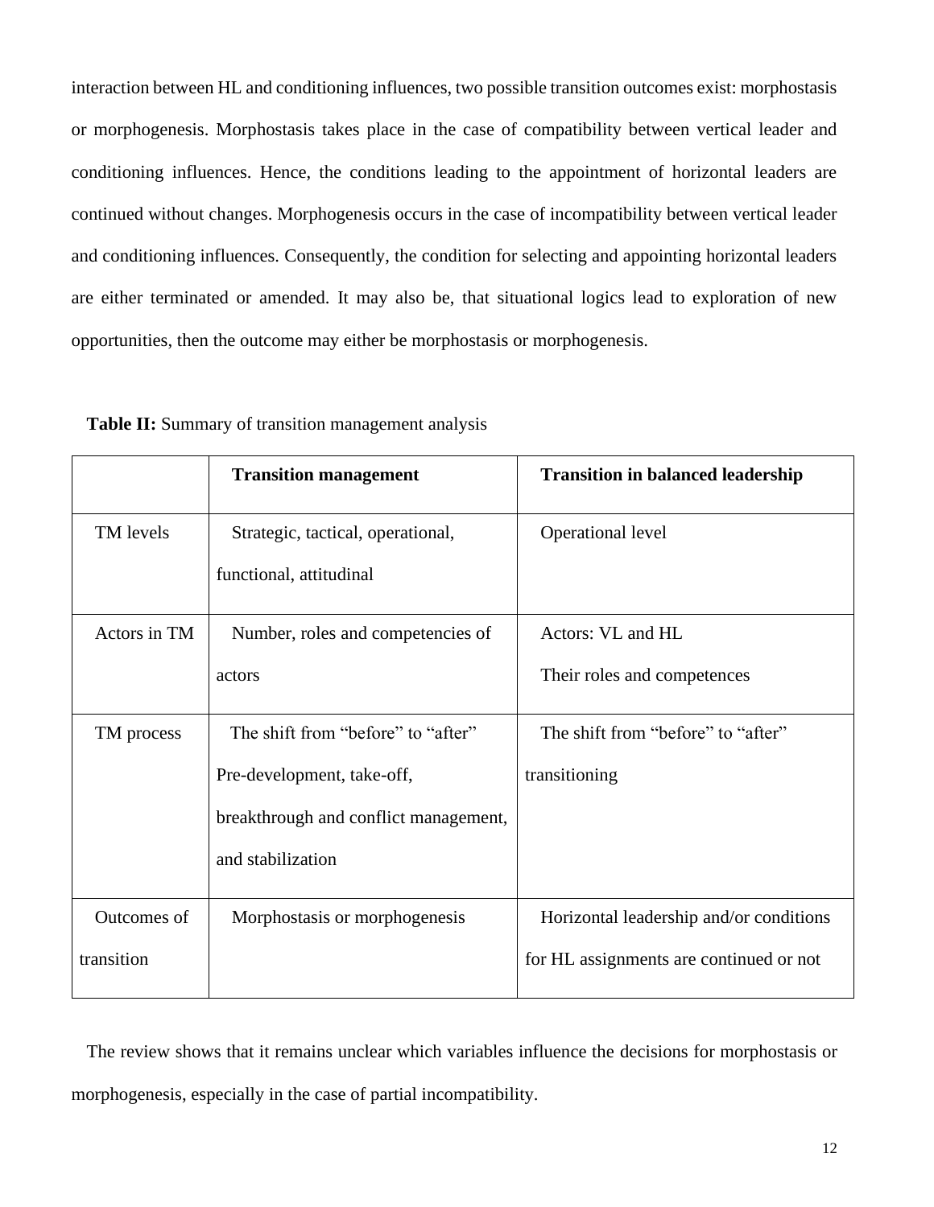interaction between HL and conditioning influences, two possible transition outcomes exist: morphostasis or morphogenesis. Morphostasis takes place in the case of compatibility between vertical leader and conditioning influences. Hence, the conditions leading to the appointment of horizontal leaders are continued without changes. Morphogenesis occurs in the case of incompatibility between vertical leader and conditioning influences. Consequently, the condition for selecting and appointing horizontal leaders are either terminated or amended. It may also be, that situational logics lead to exploration of new opportunities, then the outcome may either be morphostasis or morphogenesis.

**Table II:** Summary of transition management analysis

| | **Transition management** | **Transition in balanced leadership** |
|---|---|---|
| TM levels | Strategic, tactical, operational, functional, attitudinal | Operational level |
| Actors in TM | Number, roles and competencies of actors | Actors: VL and HL<br>Their roles and competences |
| TM process | The shift from "before" to "after"<br>Pre-development, take-off, breakthrough and conflict management, and stabilization | The shift from "before" to "after" transitioning |
| Outcomes of transition | Morphostasis or morphogenesis | Horizontal leadership and/or conditions for HL assignments are continued or not |

The review shows that it remains unclear which variables influence the decisions for morphostasis or morphogenesis, especially in the case of partial incompatibility.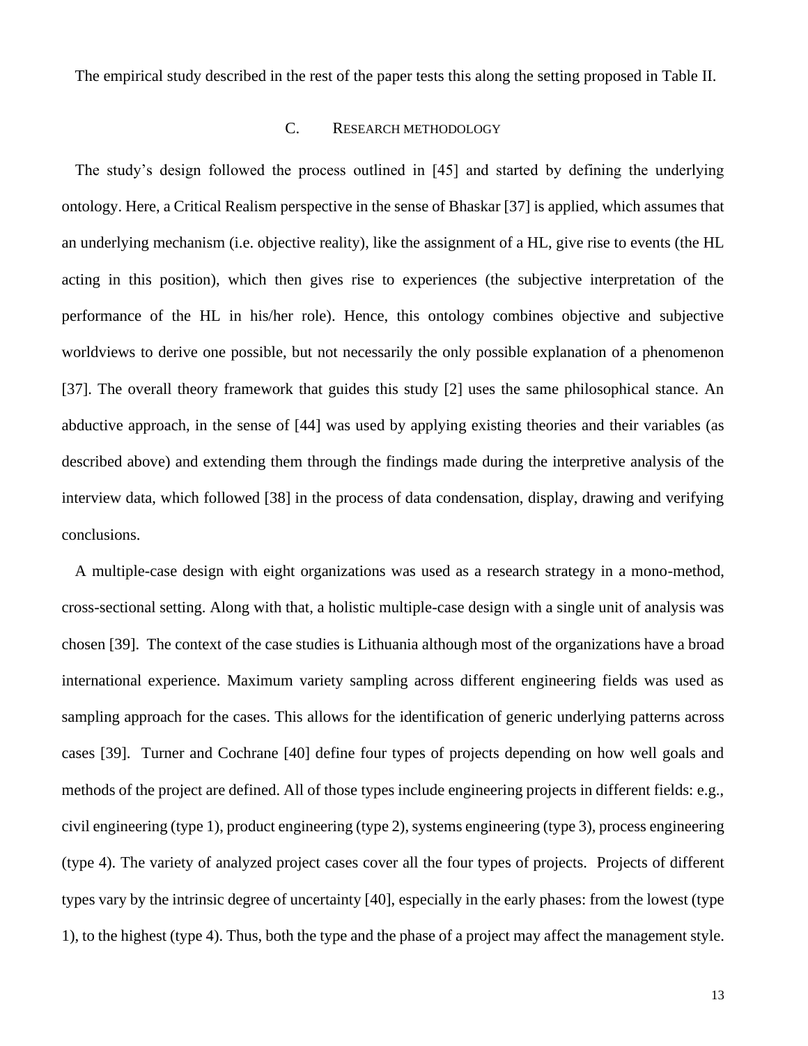The empirical study described in the rest of the paper tests this along the setting proposed in Table II.

## C. Research methodology

The study's design followed the process outlined in [45] and started by defining the underlying ontology. Here, a Critical Realism perspective in the sense of Bhaskar [37] is applied, which assumes that an underlying mechanism (i.e. objective reality), like the assignment of a HL, give rise to events (the HL acting in this position), which then gives rise to experiences (the subjective interpretation of the performance of the HL in his/her role). Hence, this ontology combines objective and subjective worldviews to derive one possible, but not necessarily the only possible explanation of a phenomenon [37]. The overall theory framework that guides this study [2] uses the same philosophical stance. An abductive approach, in the sense of [44] was used by applying existing theories and their variables (as described above) and extending them through the findings made during the interpretive analysis of the interview data, which followed [38] in the process of data condensation, display, drawing and verifying conclusions.

A multiple-case design with eight organizations was used as a research strategy in a mono-method, cross-sectional setting. Along with that, a holistic multiple-case design with a single unit of analysis was chosen [39]. The context of the case studies is Lithuania although most of the organizations have a broad international experience. Maximum variety sampling across different engineering fields was used as sampling approach for the cases. This allows for the identification of generic underlying patterns across cases [39]. Turner and Cochrane [40] define four types of projects depending on how well goals and methods of the project are defined. All of those types include engineering projects in different fields: e.g., civil engineering (type 1), product engineering (type 2), systems engineering (type 3), process engineering (type 4). The variety of analyzed project cases cover all the four types of projects. Projects of different types vary by the intrinsic degree of uncertainty [40], especially in the early phases: from the lowest (type 1), to the highest (type 4). Thus, both the type and the phase of a project may affect the management style.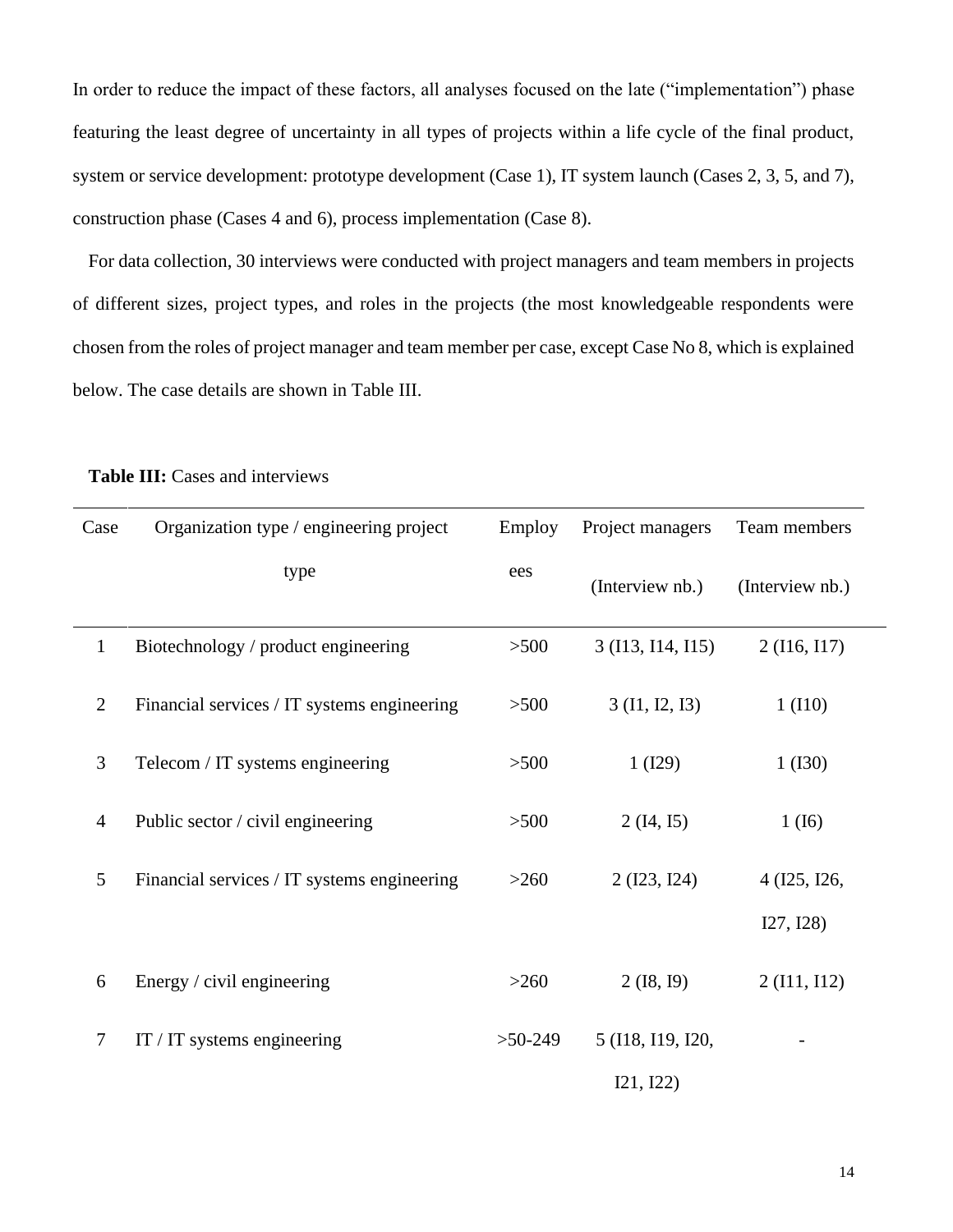In order to reduce the impact of these factors, all analyses focused on the late ("implementation") phase featuring the least degree of uncertainty in all types of projects within a life cycle of the final product, system or service development: prototype development (Case 1), IT system launch (Cases 2, 3, 5, and 7), construction phase (Cases 4 and 6), process implementation (Case 8).

For data collection, 30 interviews were conducted with project managers and team members in projects of different sizes, project types, and roles in the projects (the most knowledgeable respondents were chosen from the roles of project manager and team member per case, except Case No 8, which is explained below. The case details are shown in Table III.

**Table III:** Cases and interviews

| Case | Organization type / engineering project type | Employees | Project managers (Interview nb.) | Team members (Interview nb.) |
|---|---|---|---|---|
| 1 | Biotechnology / product engineering | >500 | 3 (I13, I14, I15) | 2 (I16, I17) |
| 2 | Financial services / IT systems engineering | >500 | 3 (I1, I2, I3) | 1 (I10) |
| 3 | Telecom / IT systems engineering | >500 | 1 (I29) | 1 (I30) |
| 4 | Public sector / civil engineering | >500 | 2 (I4, I5) | 1 (I6) |
| 5 | Financial services / IT systems engineering | >260 | 2 (I23, I24) | 4 (I25, I26, I27, I28) |
| 6 | Energy / civil engineering | >260 | 2 (I8, I9) | 2 (I11, I12) |
| 7 | IT / IT systems engineering | >50-249 | 5 (I18, I19, I20, I21, I22) | - |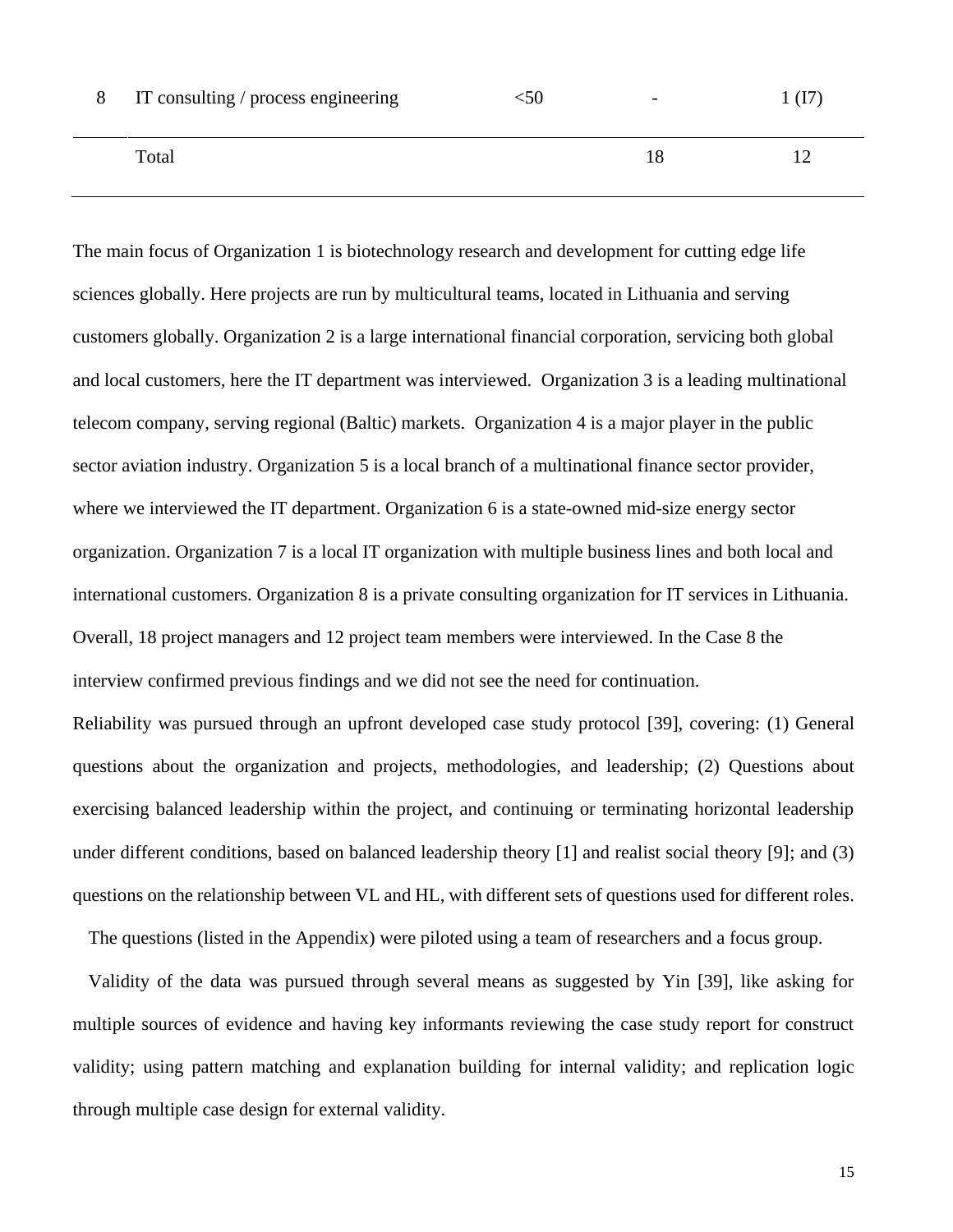| | | | | |
|---|---|---|---|---|
| 8 | IT consulting / process engineering | <50 | - | 1 (I7) |
| | Total | | 18 | 12 |

The main focus of Organization 1 is biotechnology research and development for cutting edge life sciences globally. Here projects are run by multicultural teams, located in Lithuania and serving customers globally. Organization 2 is a large international financial corporation, servicing both global and local customers, here the IT department was interviewed. Organization 3 is a leading multinational telecom company, serving regional (Baltic) markets. Organization 4 is a major player in the public sector aviation industry. Organization 5 is a local branch of a multinational finance sector provider, where we interviewed the IT department. Organization 6 is a state-owned mid-size energy sector organization. Organization 7 is a local IT organization with multiple business lines and both local and international customers. Organization 8 is a private consulting organization for IT services in Lithuania. Overall, 18 project managers and 12 project team members were interviewed. In the Case 8 the interview confirmed previous findings and we did not see the need for continuation.

Reliability was pursued through an upfront developed case study protocol [39], covering: (1) General questions about the organization and projects, methodologies, and leadership; (2) Questions about exercising balanced leadership within the project, and continuing or terminating horizontal leadership under different conditions, based on balanced leadership theory [1] and realist social theory [9]; and (3) questions on the relationship between VL and HL, with different sets of questions used for different roles.

The questions (listed in the Appendix) were piloted using a team of researchers and a focus group.

Validity of the data was pursued through several means as suggested by Yin [39], like asking for multiple sources of evidence and having key informants reviewing the case study report for construct validity; using pattern matching and explanation building for internal validity; and replication logic through multiple case design for external validity.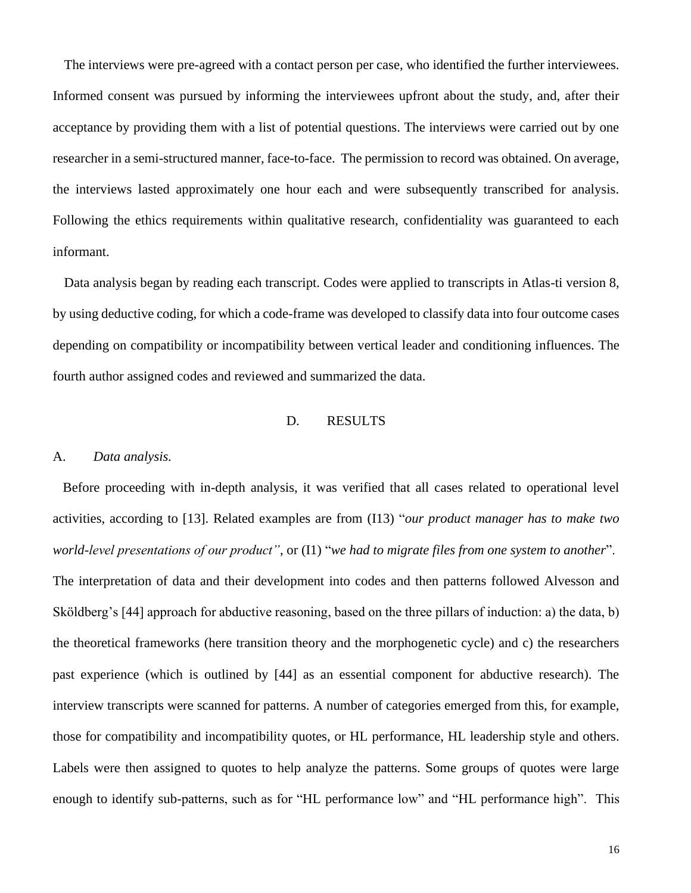The interviews were pre-agreed with a contact person per case, who identified the further interviewees. Informed consent was pursued by informing the interviewees upfront about the study, and, after their acceptance by providing them with a list of potential questions. The interviews were carried out by one researcher in a semi-structured manner, face-to-face. The permission to record was obtained. On average, the interviews lasted approximately one hour each and were subsequently transcribed for analysis. Following the ethics requirements within qualitative research, confidentiality was guaranteed to each informant.

Data analysis began by reading each transcript. Codes were applied to transcripts in Atlas-ti version 8, by using deductive coding, for which a code-frame was developed to classify data into four outcome cases depending on compatibility or incompatibility between vertical leader and conditioning influences. The fourth author assigned codes and reviewed and summarized the data.

## D. RESULTS

### A. *Data analysis.*

Before proceeding with in-depth analysis, it was verified that all cases related to operational level activities, according to [13]. Related examples are from (I13) "*our product manager has to make two world-level presentations of our product"*, or (I1) "*we had to migrate files from one system to another*". The interpretation of data and their development into codes and then patterns followed Alvesson and Sköldberg's [44] approach for abductive reasoning, based on the three pillars of induction: a) the data, b) the theoretical frameworks (here transition theory and the morphogenetic cycle) and c) the researchers past experience (which is outlined by [44] as an essential component for abductive research). The interview transcripts were scanned for patterns. A number of categories emerged from this, for example, those for compatibility and incompatibility quotes, or HL performance, HL leadership style and others. Labels were then assigned to quotes to help analyze the patterns. Some groups of quotes were large enough to identify sub-patterns, such as for "HL performance low" and "HL performance high". This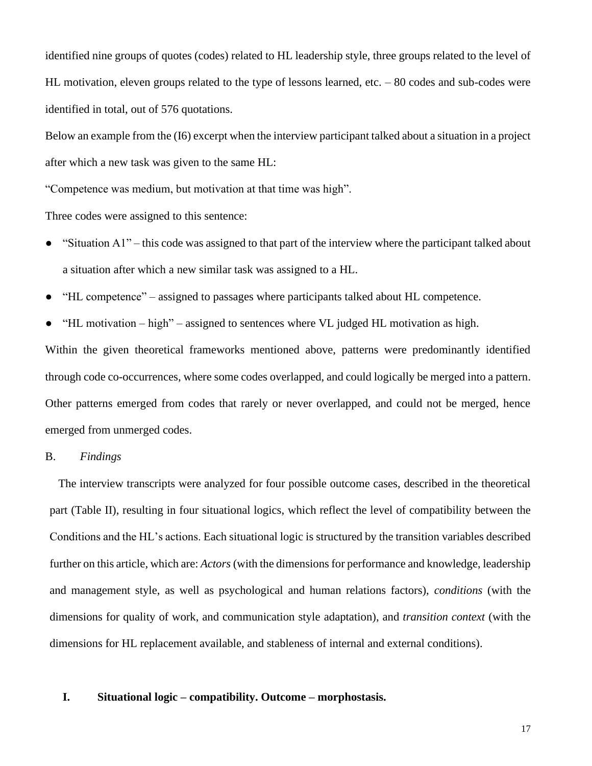identified nine groups of quotes (codes) related to HL leadership style, three groups related to the level of HL motivation, eleven groups related to the type of lessons learned, etc. – 80 codes and sub-codes were identified in total, out of 576 quotations.

Below an example from the (I6) excerpt when the interview participant talked about a situation in a project after which a new task was given to the same HL:

"Competence was medium, but motivation at that time was high".

Three codes were assigned to this sentence:

- "Situation A1" – this code was assigned to that part of the interview where the participant talked about a situation after which a new similar task was assigned to a HL.
- "HL competence" – assigned to passages where participants talked about HL competence.
- "HL motivation – high" – assigned to sentences where VL judged HL motivation as high.

Within the given theoretical frameworks mentioned above, patterns were predominantly identified through code co-occurrences, where some codes overlapped, and could logically be merged into a pattern. Other patterns emerged from codes that rarely or never overlapped, and could not be merged, hence emerged from unmerged codes.

## B. *Findings*

The interview transcripts were analyzed for four possible outcome cases, described in the theoretical part (Table II), resulting in four situational logics, which reflect the level of compatibility between the Conditions and the HL's actions. Each situational logic is structured by the transition variables described further on this article, which are: *Actors* (with the dimensions for performance and knowledge, leadership and management style, as well as psychological and human relations factors), *conditions* (with the dimensions for quality of work, and communication style adaptation), and *transition context* (with the dimensions for HL replacement available, and stableness of internal and external conditions).

### I. Situational logic – compatibility. Outcome – morphostasis.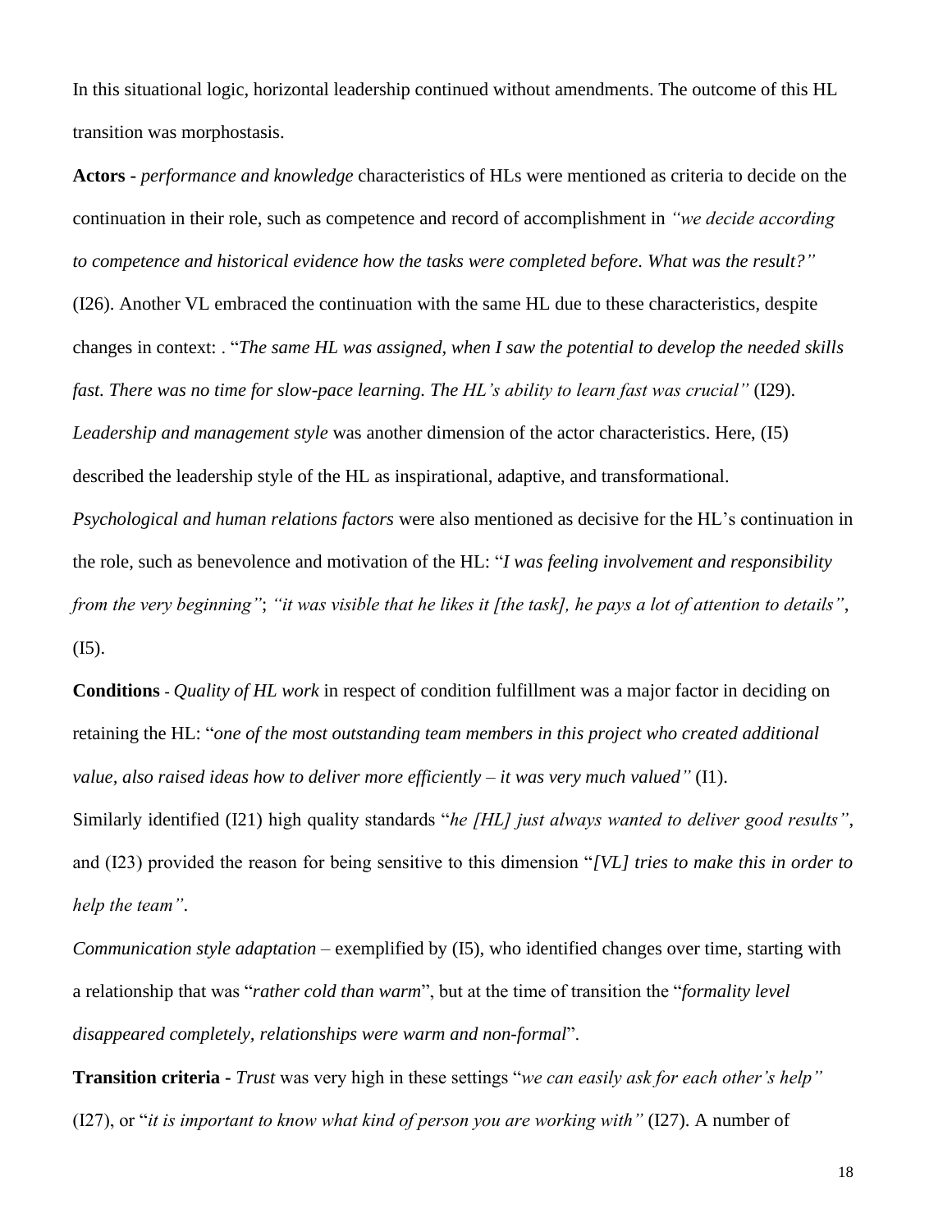In this situational logic, horizontal leadership continued without amendments. The outcome of this HL transition was morphostasis.

**Actors -** *performance and knowledge* characteristics of HLs were mentioned as criteria to decide on the continuation in their role, such as competence and record of accomplishment in *"we decide according to competence and historical evidence how the tasks were completed before. What was the result?"* (I26). Another VL embraced the continuation with the same HL due to these characteristics, despite changes in context: . "*The same HL was assigned, when I saw the potential to develop the needed skills fast. There was no time for slow-pace learning. The HL's ability to learn fast was crucial"* (I29). *Leadership and management style* was another dimension of the actor characteristics. Here, (I5) described the leadership style of the HL as inspirational, adaptive, and transformational. *Psychological and human relations factors* were also mentioned as decisive for the HL's continuation in the role, such as benevolence and motivation of the HL: "*I was feeling involvement and responsibility from the very beginning"*; *"it was visible that he likes it [the task], he pays a lot of attention to details"*, (I5).

**Conditions** - *Quality of HL work* in respect of condition fulfillment was a major factor in deciding on retaining the HL: "*one of the most outstanding team members in this project who created additional value, also raised ideas how to deliver more efficiently – it was very much valued"* (I1). Similarly identified (I21) high quality standards "*he [HL] just always wanted to deliver good results"*, and (I23) provided the reason for being sensitive to this dimension "*[VL] tries to make this in order to help the team"*.

*Communication style adaptation* – exemplified by (I5), who identified changes over time, starting with a relationship that was "*rather cold than warm*", but at the time of transition the "*formality level disappeared completely, relationships were warm and non-formal*".

**Transition criteria -** *Trust* was very high in these settings "*we can easily ask for each other's help"* (I27), or "*it is important to know what kind of person you are working with"* (I27). A number of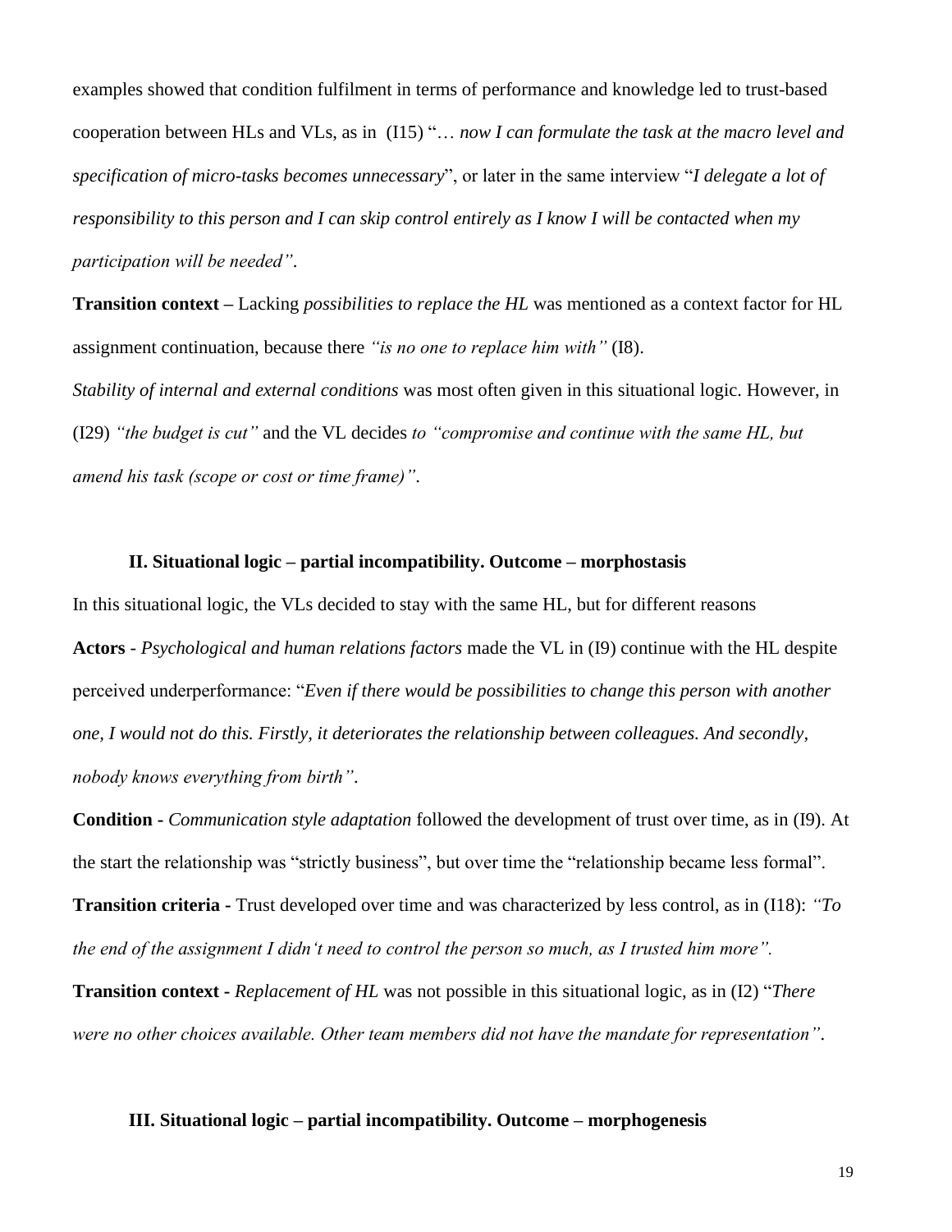examples showed that condition fulfilment in terms of performance and knowledge led to trust-based cooperation between HLs and VLs, as in (I15) "… *now I can formulate the task at the macro level and specification of micro-tasks becomes unnecessary*", or later in the same interview "*I delegate a lot of responsibility to this person and I can skip control entirely as I know I will be contacted when my participation will be needed"*.

**Transition context –** Lacking *possibilities to replace the HL* was mentioned as a context factor for HL assignment continuation, because there *"is no one to replace him with"* (I8).

*Stability of internal and external conditions* was most often given in this situational logic. However, in (I29) *"the budget is cut"* and the VL decides *to "compromise and continue with the same HL, but amend his task (scope or cost or time frame)"*.

### II. Situational logic – partial incompatibility. Outcome – morphostasis

In this situational logic, the VLs decided to stay with the same HL, but for different reasons

**Actors** - *Psychological and human relations factors* made the VL in (I9) continue with the HL despite perceived underperformance: "*Even if there would be possibilities to change this person with another one, I would not do this. Firstly, it deteriorates the relationship between colleagues. And secondly, nobody knows everything from birth"*.

**Condition** - *Communication style adaptation* followed the development of trust over time, as in (I9). At the start the relationship was "strictly business", but over time the "relationship became less formal".

**Transition criteria -** Trust developed over time and was characterized by less control, as in (I18): *"To the end of the assignment I didn't need to control the person so much, as I trusted him more".*

**Transition context -** *Replacement of HL* was not possible in this situational logic, as in (I2) "*There were no other choices available. Other team members did not have the mandate for representation"*.

### III. Situational logic – partial incompatibility. Outcome – morphogenesis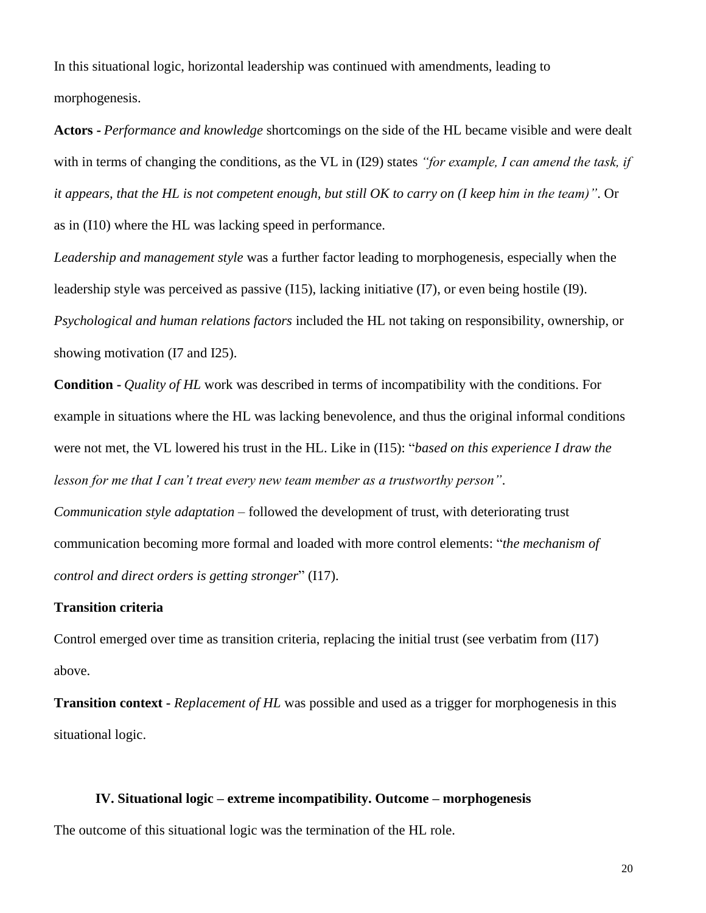In this situational logic, horizontal leadership was continued with amendments, leading to morphogenesis.

**Actors -** *Performance and knowledge* shortcomings on the side of the HL became visible and were dealt with in terms of changing the conditions, as the VL in (I29) states *"for example, I can amend the task, if it appears, that the HL is not competent enough, but still OK to carry on (I keep him in the team)"*. Or as in (I10) where the HL was lacking speed in performance.

*Leadership and management style* was a further factor leading to morphogenesis, especially when the leadership style was perceived as passive (I15), lacking initiative (I7), or even being hostile (I9).

*Psychological and human relations factors* included the HL not taking on responsibility, ownership, or showing motivation (I7 and I25).

**Condition -** *Quality of HL* work was described in terms of incompatibility with the conditions. For example in situations where the HL was lacking benevolence, and thus the original informal conditions were not met, the VL lowered his trust in the HL. Like in (I15): "*based on this experience I draw the lesson for me that I can't treat every new team member as a trustworthy person"*.

*Communication style adaptation* – followed the development of trust, with deteriorating trust communication becoming more formal and loaded with more control elements: "*the mechanism of control and direct orders is getting stronger*" (I17).

**Transition criteria**

Control emerged over time as transition criteria, replacing the initial trust (see verbatim from (I17) above.

**Transition context -** *Replacement of HL* was possible and used as a trigger for morphogenesis in this situational logic.

**IV. Situational logic – extreme incompatibility. Outcome – morphogenesis**

The outcome of this situational logic was the termination of the HL role.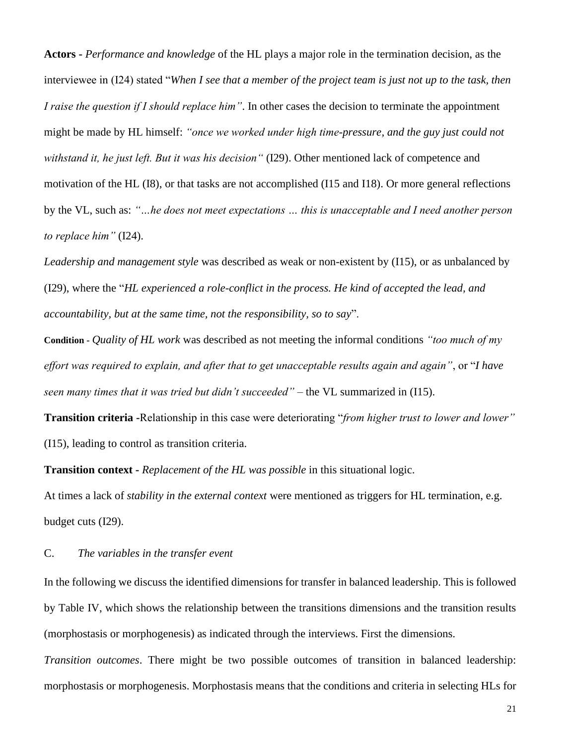**Actors -** *Performance and knowledge* of the HL plays a major role in the termination decision, as the interviewee in (I24) stated "*When I see that a member of the project team is just not up to the task, then I raise the question if I should replace him"*. In other cases the decision to terminate the appointment might be made by HL himself: *"once we worked under high time-pressure, and the guy just could not withstand it, he just left. But it was his decision"* (I29). Other mentioned lack of competence and motivation of the HL (I8), or that tasks are not accomplished (I15 and I18). Or more general reflections by the VL, such as: *"…he does not meet expectations … this is unacceptable and I need another person to replace him"* (I24).

*Leadership and management style* was described as weak or non-existent by (I15), or as unbalanced by (I29), where the "*HL experienced a role-conflict in the process. He kind of accepted the lead, and accountability, but at the same time, not the responsibility, so to say*".

**Condition -** *Quality of HL work* was described as not meeting the informal conditions *"too much of my effort was required to explain, and after that to get unacceptable results again and again"*, or "*I have seen many times that it was tried but didn't succeeded"* – the VL summarized in (I15).

**Transition criteria -**Relationship in this case were deteriorating "*from higher trust to lower and lower"* (I15), leading to control as transition criteria.

**Transition context -** *Replacement of the HL was possible* in this situational logic.

At times a lack of *stability in the external context* were mentioned as triggers for HL termination, e.g. budget cuts (I29).

### C. *The variables in the transfer event*

In the following we discuss the identified dimensions for transfer in balanced leadership. This is followed by Table IV, which shows the relationship between the transitions dimensions and the transition results (morphostasis or morphogenesis) as indicated through the interviews. First the dimensions.

*Transition outcomes*. There might be two possible outcomes of transition in balanced leadership: morphostasis or morphogenesis. Morphostasis means that the conditions and criteria in selecting HLs for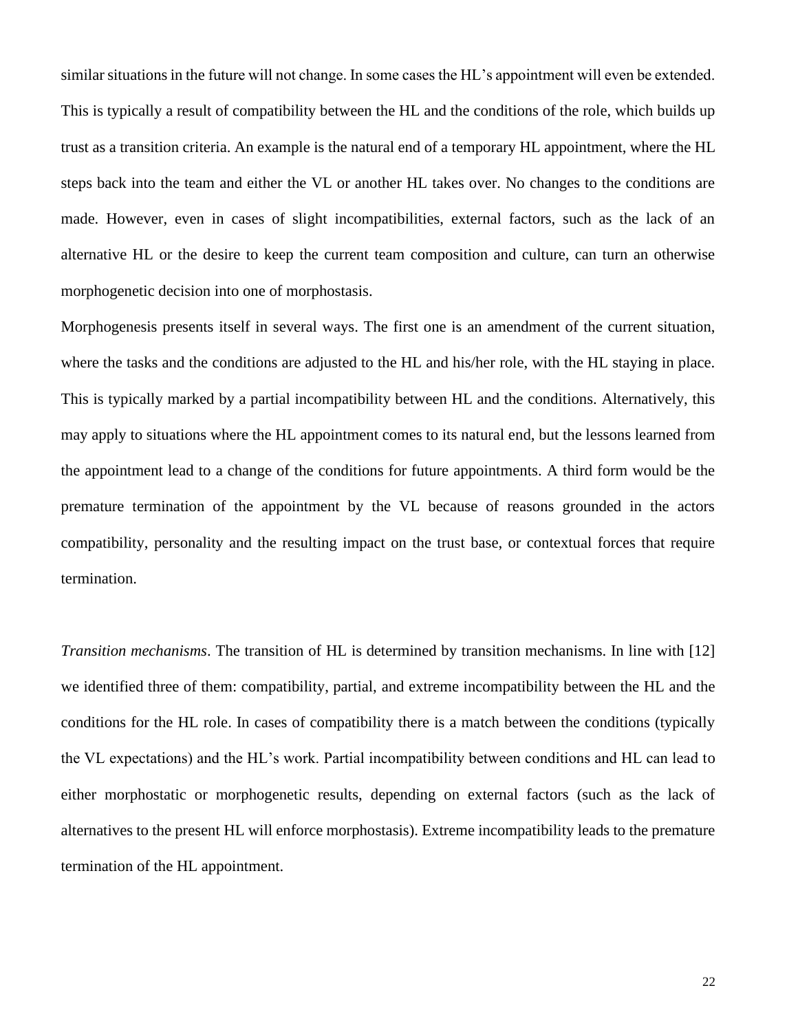similar situations in the future will not change. In some cases the HL's appointment will even be extended. This is typically a result of compatibility between the HL and the conditions of the role, which builds up trust as a transition criteria. An example is the natural end of a temporary HL appointment, where the HL steps back into the team and either the VL or another HL takes over. No changes to the conditions are made. However, even in cases of slight incompatibilities, external factors, such as the lack of an alternative HL or the desire to keep the current team composition and culture, can turn an otherwise morphogenetic decision into one of morphostasis.

Morphogenesis presents itself in several ways. The first one is an amendment of the current situation, where the tasks and the conditions are adjusted to the HL and his/her role, with the HL staying in place. This is typically marked by a partial incompatibility between HL and the conditions. Alternatively, this may apply to situations where the HL appointment comes to its natural end, but the lessons learned from the appointment lead to a change of the conditions for future appointments. A third form would be the premature termination of the appointment by the VL because of reasons grounded in the actors compatibility, personality and the resulting impact on the trust base, or contextual forces that require termination.

*Transition mechanisms*. The transition of HL is determined by transition mechanisms. In line with [12] we identified three of them: compatibility, partial, and extreme incompatibility between the HL and the conditions for the HL role. In cases of compatibility there is a match between the conditions (typically the VL expectations) and the HL's work. Partial incompatibility between conditions and HL can lead to either morphostatic or morphogenetic results, depending on external factors (such as the lack of alternatives to the present HL will enforce morphostasis). Extreme incompatibility leads to the premature termination of the HL appointment.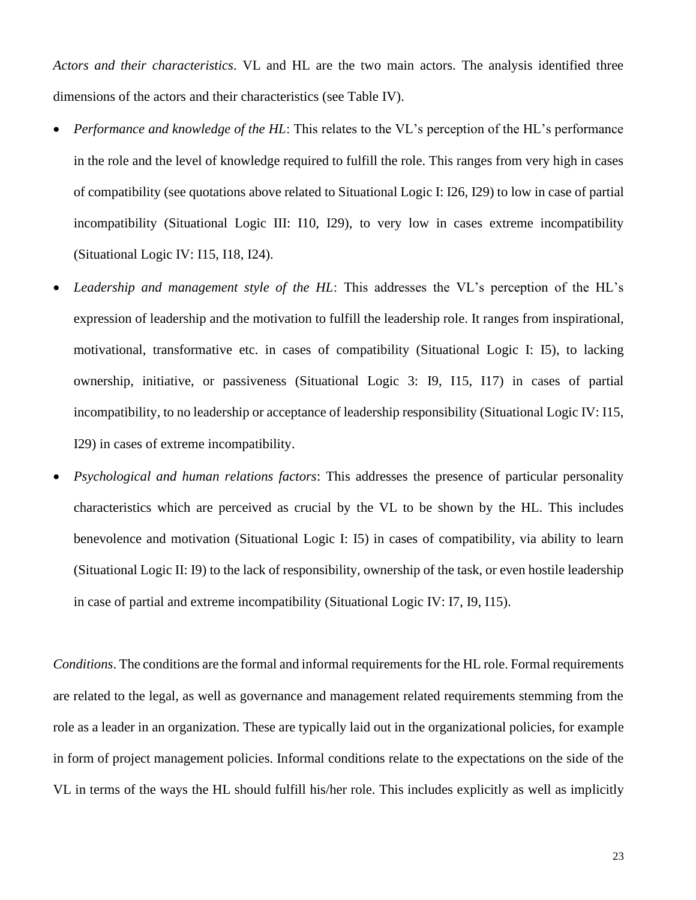*Actors and their characteristics*. VL and HL are the two main actors. The analysis identified three dimensions of the actors and their characteristics (see Table IV).

- *Performance and knowledge of the HL*: This relates to the VL's perception of the HL's performance in the role and the level of knowledge required to fulfill the role. This ranges from very high in cases of compatibility (see quotations above related to Situational Logic I: I26, I29) to low in case of partial incompatibility (Situational Logic III: I10, I29), to very low in cases extreme incompatibility (Situational Logic IV: I15, I18, I24).
- *Leadership and management style of the HL*: This addresses the VL's perception of the HL's expression of leadership and the motivation to fulfill the leadership role. It ranges from inspirational, motivational, transformative etc. in cases of compatibility (Situational Logic I: I5), to lacking ownership, initiative, or passiveness (Situational Logic 3: I9, I15, I17) in cases of partial incompatibility, to no leadership or acceptance of leadership responsibility (Situational Logic IV: I15, I29) in cases of extreme incompatibility.
- *Psychological and human relations factors*: This addresses the presence of particular personality characteristics which are perceived as crucial by the VL to be shown by the HL. This includes benevolence and motivation (Situational Logic I: I5) in cases of compatibility, via ability to learn (Situational Logic II: I9) to the lack of responsibility, ownership of the task, or even hostile leadership in case of partial and extreme incompatibility (Situational Logic IV: I7, I9, I15).

*Conditions*. The conditions are the formal and informal requirements for the HL role. Formal requirements are related to the legal, as well as governance and management related requirements stemming from the role as a leader in an organization. These are typically laid out in the organizational policies, for example in form of project management policies. Informal conditions relate to the expectations on the side of the VL in terms of the ways the HL should fulfill his/her role. This includes explicitly as well as implicitly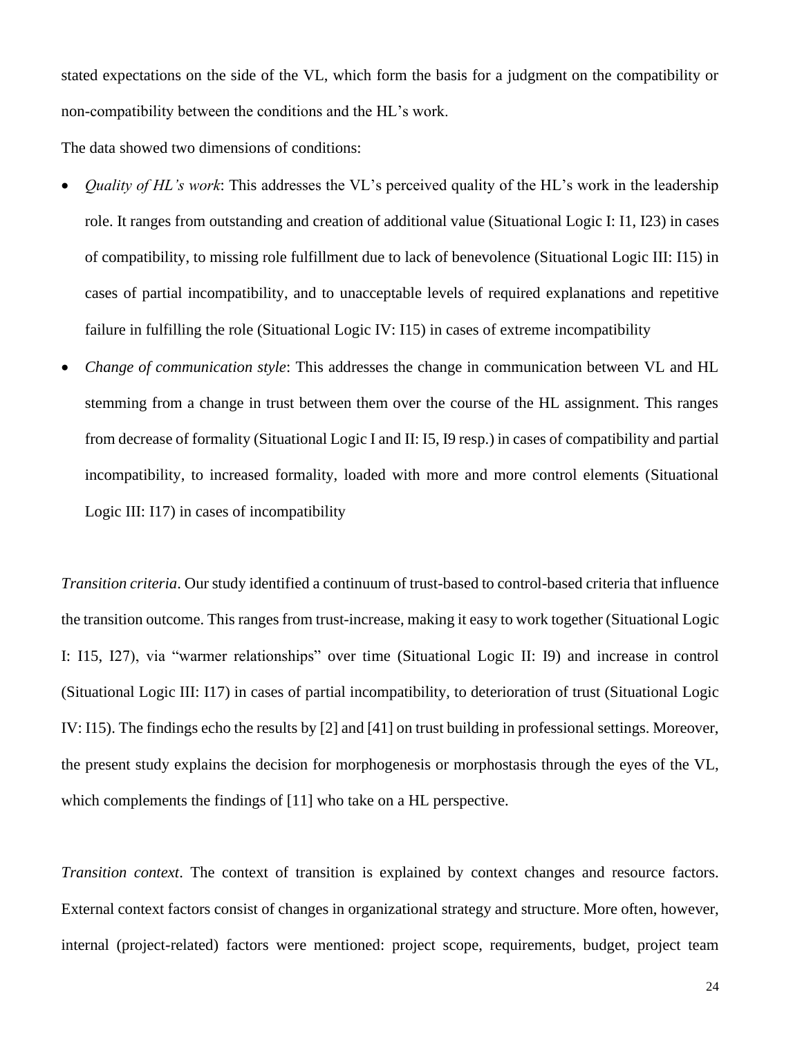stated expectations on the side of the VL, which form the basis for a judgment on the compatibility or non-compatibility between the conditions and the HL's work.

The data showed two dimensions of conditions:

- *Quality of HL's work*: This addresses the VL's perceived quality of the HL's work in the leadership role. It ranges from outstanding and creation of additional value (Situational Logic I: I1, I23) in cases of compatibility, to missing role fulfillment due to lack of benevolence (Situational Logic III: I15) in cases of partial incompatibility, and to unacceptable levels of required explanations and repetitive failure in fulfilling the role (Situational Logic IV: I15) in cases of extreme incompatibility
- *Change of communication style*: This addresses the change in communication between VL and HL stemming from a change in trust between them over the course of the HL assignment. This ranges from decrease of formality (Situational Logic I and II: I5, I9 resp.) in cases of compatibility and partial incompatibility, to increased formality, loaded with more and more control elements (Situational Logic III: I17) in cases of incompatibility

*Transition criteria*. Our study identified a continuum of trust-based to control-based criteria that influence the transition outcome. This ranges from trust-increase, making it easy to work together (Situational Logic I: I15, I27), via "warmer relationships" over time (Situational Logic II: I9) and increase in control (Situational Logic III: I17) in cases of partial incompatibility, to deterioration of trust (Situational Logic IV: I15). The findings echo the results by [2] and [41] on trust building in professional settings. Moreover, the present study explains the decision for morphogenesis or morphostasis through the eyes of the VL, which complements the findings of [11] who take on a HL perspective.

*Transition context*. The context of transition is explained by context changes and resource factors. External context factors consist of changes in organizational strategy and structure. More often, however, internal (project-related) factors were mentioned: project scope, requirements, budget, project team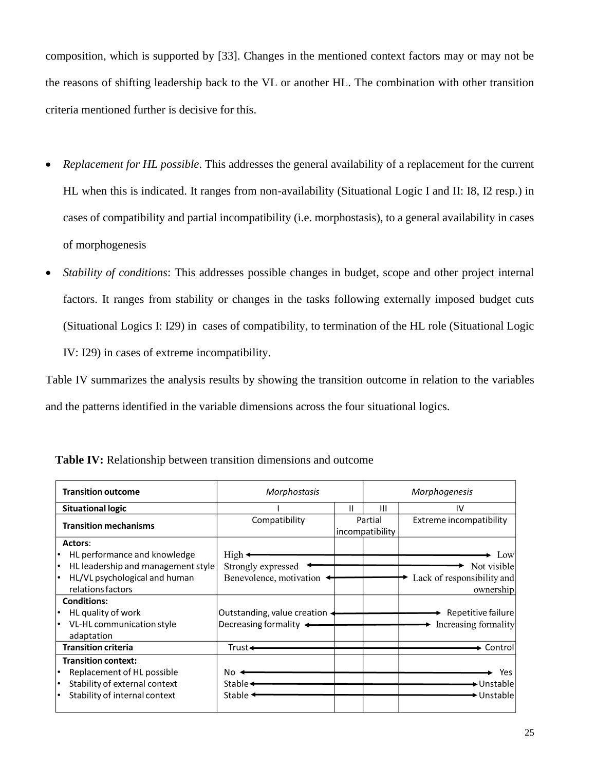composition, which is supported by [33]. Changes in the mentioned context factors may or may not be the reasons of shifting leadership back to the VL or another HL. The combination with other transition criteria mentioned further is decisive for this.

- *Replacement for HL possible*. This addresses the general availability of a replacement for the current HL when this is indicated. It ranges from non-availability (Situational Logic I and II: I8, I2 resp.) in cases of compatibility and partial incompatibility (i.e. morphostasis), to a general availability in cases of morphogenesis
- *Stability of conditions*: This addresses possible changes in budget, scope and other project internal factors. It ranges from stability or changes in the tasks following externally imposed budget cuts (Situational Logics I: I29) in cases of compatibility, to termination of the HL role (Situational Logic IV: I29) in cases of extreme incompatibility.

Table IV summarizes the analysis results by showing the transition outcome in relation to the variables and the patterns identified in the variable dimensions across the four situational logics.

**Table IV:** Relationship between transition dimensions and outcome

| **Transition outcome** | *Morphostasis* | | *Morphogenesis* | |
|---|---|---|---|---|
| **Situational logic** | I | II | III | IV |
| **Transition mechanisms** | Compatibility | Partial incompatibility | | Extreme incompatibility |
| **Actors**:<br>• HL performance and knowledge<br>• HL leadership and management style<br>• HL/VL psychological and human relations factors | High ←<br>Strongly expressed ←<br>Benevolence, motivation ← | | | → Low<br>→ Not visible<br>→ Lack of responsibility and ownership |
| **Conditions:**<br>• HL quality of work<br>• VL-HL communication style adaptation | Outstanding, value creation ←<br>Decreasing formality ← | | | → Repetitive failure<br>→ Increasing formality |
| **Transition criteria** | Trust ← | | | → Control |
| **Transition context:**<br>• Replacement of HL possible<br>• Stability of external context<br>• Stability of internal context | No ←<br>Stable ←<br>Stable ← | | | → Yes<br>→ Unstable<br>→ Unstable |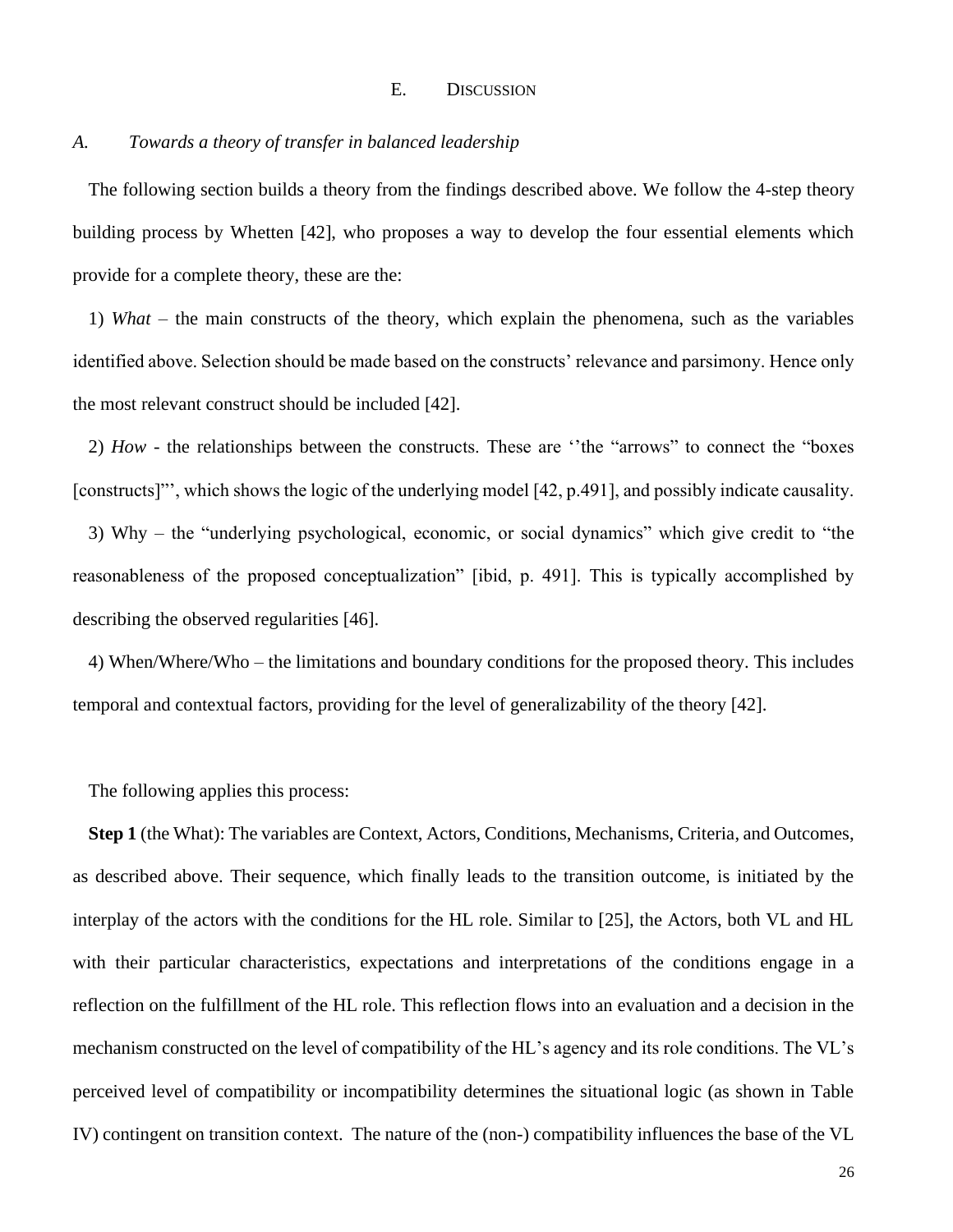## E. Discussion

### A. *Towards a theory of transfer in balanced leadership*

The following section builds a theory from the findings described above. We follow the 4-step theory building process by Whetten [42], who proposes a way to develop the four essential elements which provide for a complete theory, these are the:

1) *What* – the main constructs of the theory, which explain the phenomena, such as the variables identified above. Selection should be made based on the constructs' relevance and parsimony. Hence only the most relevant construct should be included [42].

2) *How* - the relationships between the constructs. These are ''the "arrows" to connect the "boxes [constructs]"', which shows the logic of the underlying model [42, p.491], and possibly indicate causality.

3) Why – the "underlying psychological, economic, or social dynamics" which give credit to "the reasonableness of the proposed conceptualization" [ibid, p. 491]. This is typically accomplished by describing the observed regularities [46].

4) When/Where/Who – the limitations and boundary conditions for the proposed theory. This includes temporal and contextual factors, providing for the level of generalizability of the theory [42].

The following applies this process:

**Step 1** (the What): The variables are Context, Actors, Conditions, Mechanisms, Criteria, and Outcomes, as described above. Their sequence, which finally leads to the transition outcome, is initiated by the interplay of the actors with the conditions for the HL role. Similar to [25], the Actors, both VL and HL with their particular characteristics, expectations and interpretations of the conditions engage in a reflection on the fulfillment of the HL role. This reflection flows into an evaluation and a decision in the mechanism constructed on the level of compatibility of the HL's agency and its role conditions. The VL's perceived level of compatibility or incompatibility determines the situational logic (as shown in Table IV) contingent on transition context. The nature of the (non-) compatibility influences the base of the VL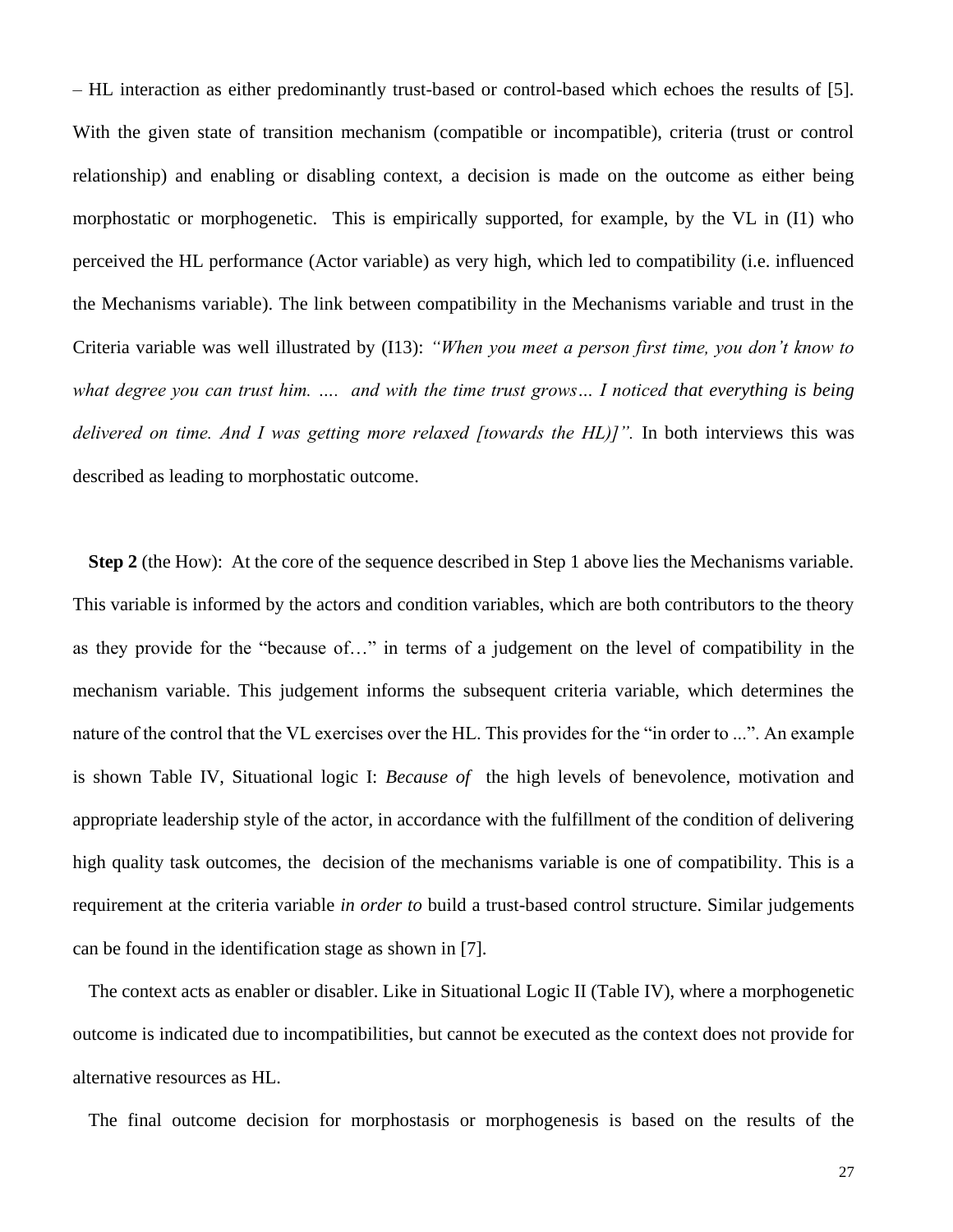– HL interaction as either predominantly trust-based or control-based which echoes the results of [5]. With the given state of transition mechanism (compatible or incompatible), criteria (trust or control relationship) and enabling or disabling context, a decision is made on the outcome as either being morphostatic or morphogenetic. This is empirically supported, for example, by the VL in (I1) who perceived the HL performance (Actor variable) as very high, which led to compatibility (i.e. influenced the Mechanisms variable). The link between compatibility in the Mechanisms variable and trust in the Criteria variable was well illustrated by (I13): *"When you meet a person first time, you don't know to what degree you can trust him. …. and with the time trust grows… I noticed that everything is being delivered on time. And I was getting more relaxed [towards the HL)]".* In both interviews this was described as leading to morphostatic outcome.

**Step 2** (the How): At the core of the sequence described in Step 1 above lies the Mechanisms variable. This variable is informed by the actors and condition variables, which are both contributors to the theory as they provide for the "because of…" in terms of a judgement on the level of compatibility in the mechanism variable. This judgement informs the subsequent criteria variable, which determines the nature of the control that the VL exercises over the HL. This provides for the "in order to ...". An example is shown Table IV, Situational logic I: *Because of* the high levels of benevolence, motivation and appropriate leadership style of the actor, in accordance with the fulfillment of the condition of delivering high quality task outcomes, the decision of the mechanisms variable is one of compatibility. This is a requirement at the criteria variable *in order to* build a trust-based control structure. Similar judgements can be found in the identification stage as shown in [7].

The context acts as enabler or disabler. Like in Situational Logic II (Table IV), where a morphogenetic outcome is indicated due to incompatibilities, but cannot be executed as the context does not provide for alternative resources as HL.

The final outcome decision for morphostasis or morphogenesis is based on the results of the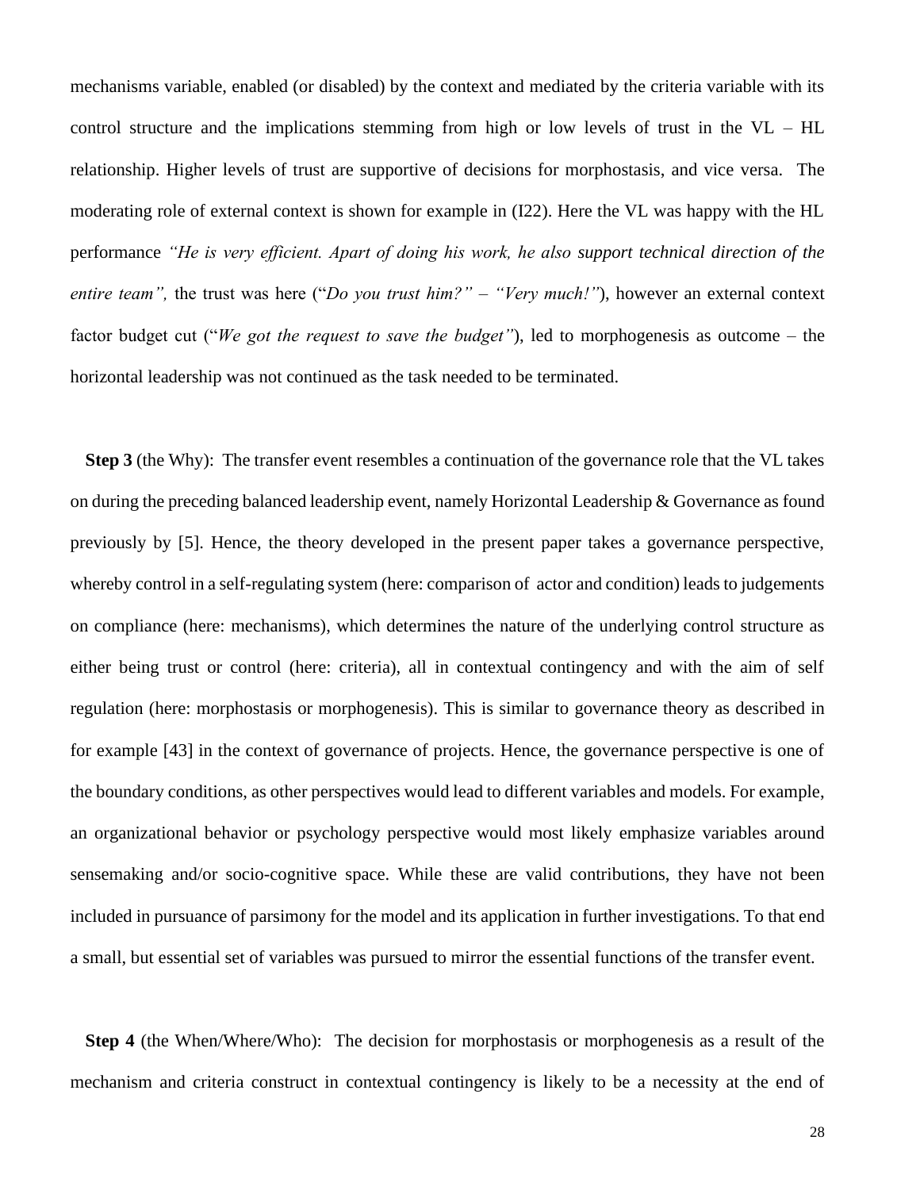mechanisms variable, enabled (or disabled) by the context and mediated by the criteria variable with its control structure and the implications stemming from high or low levels of trust in the VL – HL relationship. Higher levels of trust are supportive of decisions for morphostasis, and vice versa. The moderating role of external context is shown for example in (I22). Here the VL was happy with the HL performance *"He is very efficient. Apart of doing his work, he also support technical direction of the entire team",* the trust was here ("*Do you trust him?" – "Very much!"*"), however an external context factor budget cut ("*We got the request to save the budget"*"), led to morphogenesis as outcome – the horizontal leadership was not continued as the task needed to be terminated.

**Step 3** (the Why): The transfer event resembles a continuation of the governance role that the VL takes on during the preceding balanced leadership event, namely Horizontal Leadership & Governance as found previously by [5]. Hence, the theory developed in the present paper takes a governance perspective, whereby control in a self-regulating system (here: comparison of actor and condition) leads to judgements on compliance (here: mechanisms), which determines the nature of the underlying control structure as either being trust or control (here: criteria), all in contextual contingency and with the aim of self regulation (here: morphostasis or morphogenesis). This is similar to governance theory as described in for example [43] in the context of governance of projects. Hence, the governance perspective is one of the boundary conditions, as other perspectives would lead to different variables and models. For example, an organizational behavior or psychology perspective would most likely emphasize variables around sensemaking and/or socio-cognitive space. While these are valid contributions, they have not been included in pursuance of parsimony for the model and its application in further investigations. To that end a small, but essential set of variables was pursued to mirror the essential functions of the transfer event.

**Step 4** (the When/Where/Who): The decision for morphostasis or morphogenesis as a result of the mechanism and criteria construct in contextual contingency is likely to be a necessity at the end of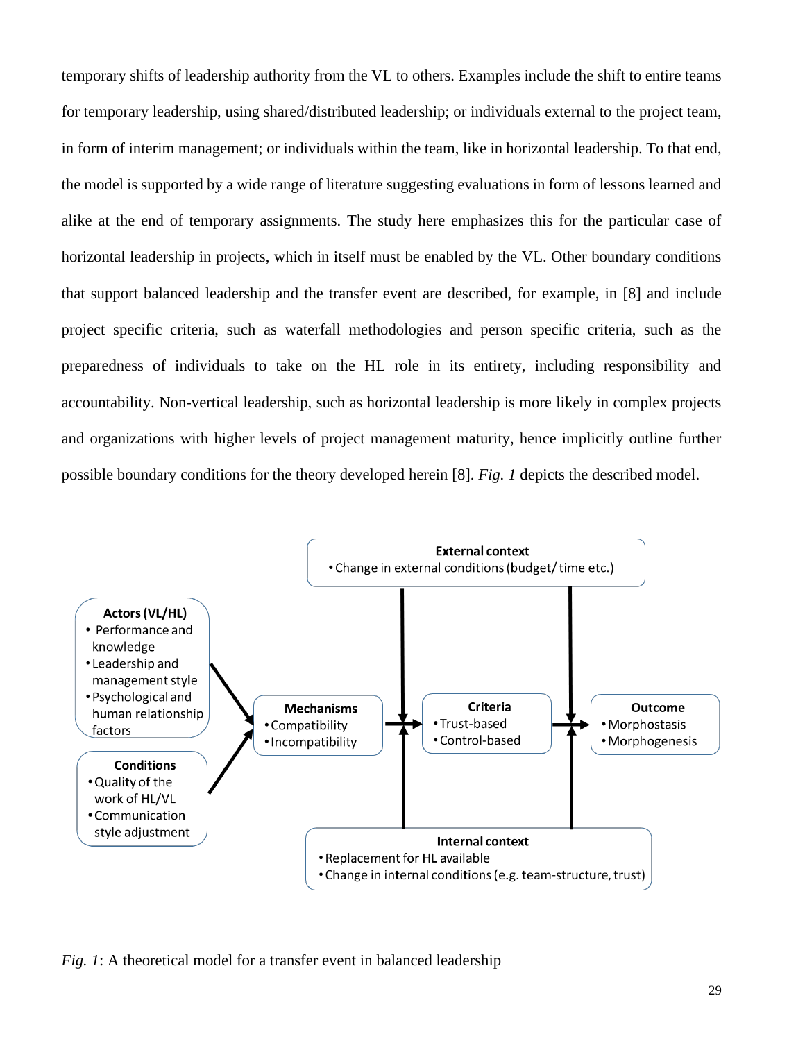temporary shifts of leadership authority from the VL to others. Examples include the shift to entire teams for temporary leadership, using shared/distributed leadership; or individuals external to the project team, in form of interim management; or individuals within the team, like in horizontal leadership. To that end, the model is supported by a wide range of literature suggesting evaluations in form of lessons learned and alike at the end of temporary assignments. The study here emphasizes this for the particular case of horizontal leadership in projects, which in itself must be enabled by the VL. Other boundary conditions that support balanced leadership and the transfer event are described, for example, in [8] and include project specific criteria, such as waterfall methodologies and person specific criteria, such as the preparedness of individuals to take on the HL role in its entirety, including responsibility and accountability. Non-vertical leadership, such as horizontal leadership is more likely in complex projects and organizations with higher levels of project management maturity, hence implicitly outline further possible boundary conditions for the theory developed herein [8]. *Fig. 1* depicts the described model.

**External context**
• Change in external conditions (budget/ time etc.)

**Actors (VL/HL)**
• Performance and knowledge
• Leadership and management style
• Psychological and human relationship factors

**Conditions**
• Quality of the work of HL/VL
• Communication style adjustment

**Mechanisms**
• Compatibility
• Incompatibility

**Criteria**
• Trust-based
• Control-based

**Outcome**
• Morphostasis
• Morphogenesis

**Internal context**
• Replacement for HL available
• Change in internal conditions (e.g. team-structure, trust)

*Fig. 1*: A theoretical model for a transfer event in balanced leadership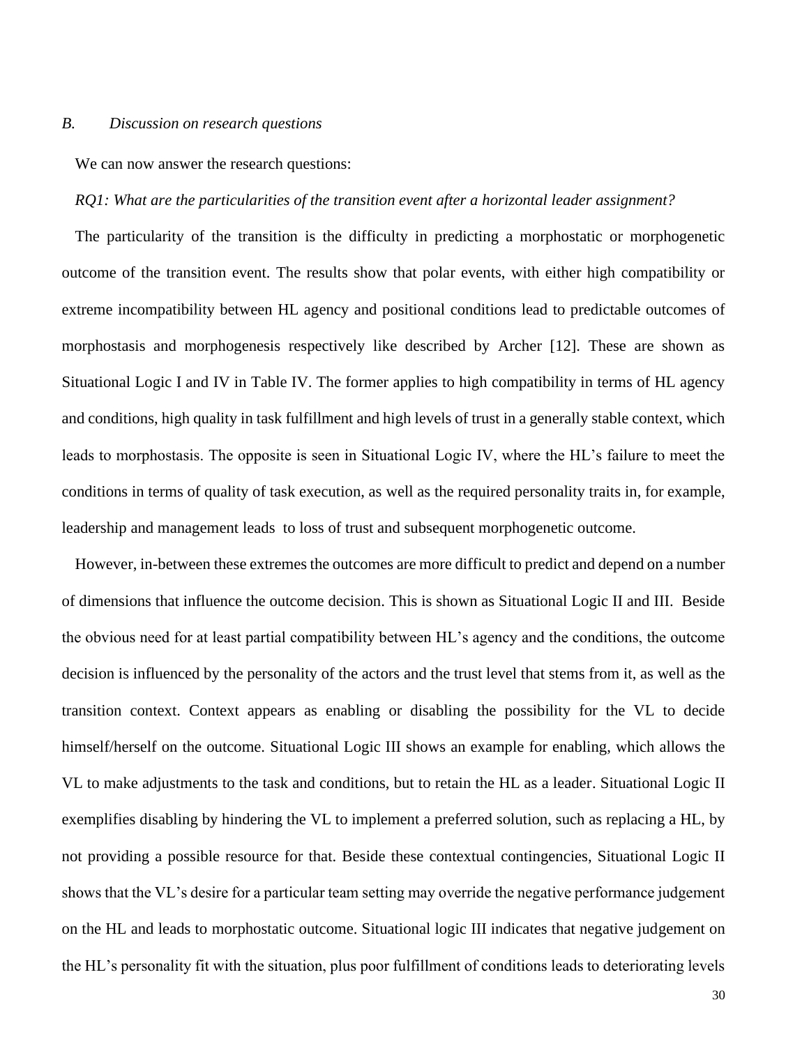### *B. Discussion on research questions*

We can now answer the research questions:

*RQ1: What are the particularities of the transition event after a horizontal leader assignment?*

The particularity of the transition is the difficulty in predicting a morphostatic or morphogenetic outcome of the transition event. The results show that polar events, with either high compatibility or extreme incompatibility between HL agency and positional conditions lead to predictable outcomes of morphostasis and morphogenesis respectively like described by Archer [12]. These are shown as Situational Logic I and IV in Table IV. The former applies to high compatibility in terms of HL agency and conditions, high quality in task fulfillment and high levels of trust in a generally stable context, which leads to morphostasis. The opposite is seen in Situational Logic IV, where the HL's failure to meet the conditions in terms of quality of task execution, as well as the required personality traits in, for example, leadership and management leads to loss of trust and subsequent morphogenetic outcome.

However, in-between these extremes the outcomes are more difficult to predict and depend on a number of dimensions that influence the outcome decision. This is shown as Situational Logic II and III. Beside the obvious need for at least partial compatibility between HL's agency and the conditions, the outcome decision is influenced by the personality of the actors and the trust level that stems from it, as well as the transition context. Context appears as enabling or disabling the possibility for the VL to decide himself/herself on the outcome. Situational Logic III shows an example for enabling, which allows the VL to make adjustments to the task and conditions, but to retain the HL as a leader. Situational Logic II exemplifies disabling by hindering the VL to implement a preferred solution, such as replacing a HL, by not providing a possible resource for that. Beside these contextual contingencies, Situational Logic II shows that the VL's desire for a particular team setting may override the negative performance judgement on the HL and leads to morphostatic outcome. Situational logic III indicates that negative judgement on the HL's personality fit with the situation, plus poor fulfillment of conditions leads to deteriorating levels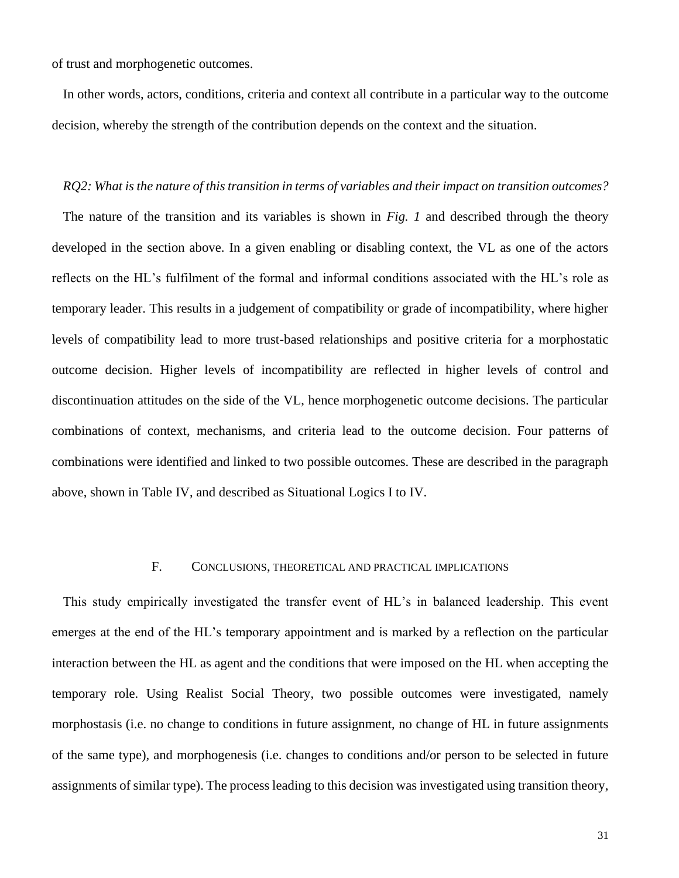of trust and morphogenetic outcomes.

In other words, actors, conditions, criteria and context all contribute in a particular way to the outcome decision, whereby the strength of the contribution depends on the context and the situation.

*RQ2: What is the nature of this transition in terms of variables and their impact on transition outcomes?*

The nature of the transition and its variables is shown in *Fig. 1* and described through the theory developed in the section above. In a given enabling or disabling context, the VL as one of the actors reflects on the HL's fulfilment of the formal and informal conditions associated with the HL's role as temporary leader. This results in a judgement of compatibility or grade of incompatibility, where higher levels of compatibility lead to more trust-based relationships and positive criteria for a morphostatic outcome decision. Higher levels of incompatibility are reflected in higher levels of control and discontinuation attitudes on the side of the VL, hence morphogenetic outcome decisions. The particular combinations of context, mechanisms, and criteria lead to the outcome decision. Four patterns of combinations were identified and linked to two possible outcomes. These are described in the paragraph above, shown in Table IV, and described as Situational Logics I to IV.

## F. CONCLUSIONS, THEORETICAL AND PRACTICAL IMPLICATIONS

This study empirically investigated the transfer event of HL's in balanced leadership. This event emerges at the end of the HL's temporary appointment and is marked by a reflection on the particular interaction between the HL as agent and the conditions that were imposed on the HL when accepting the temporary role. Using Realist Social Theory, two possible outcomes were investigated, namely morphostasis (i.e. no change to conditions in future assignment, no change of HL in future assignments of the same type), and morphogenesis (i.e. changes to conditions and/or person to be selected in future assignments of similar type). The process leading to this decision was investigated using transition theory,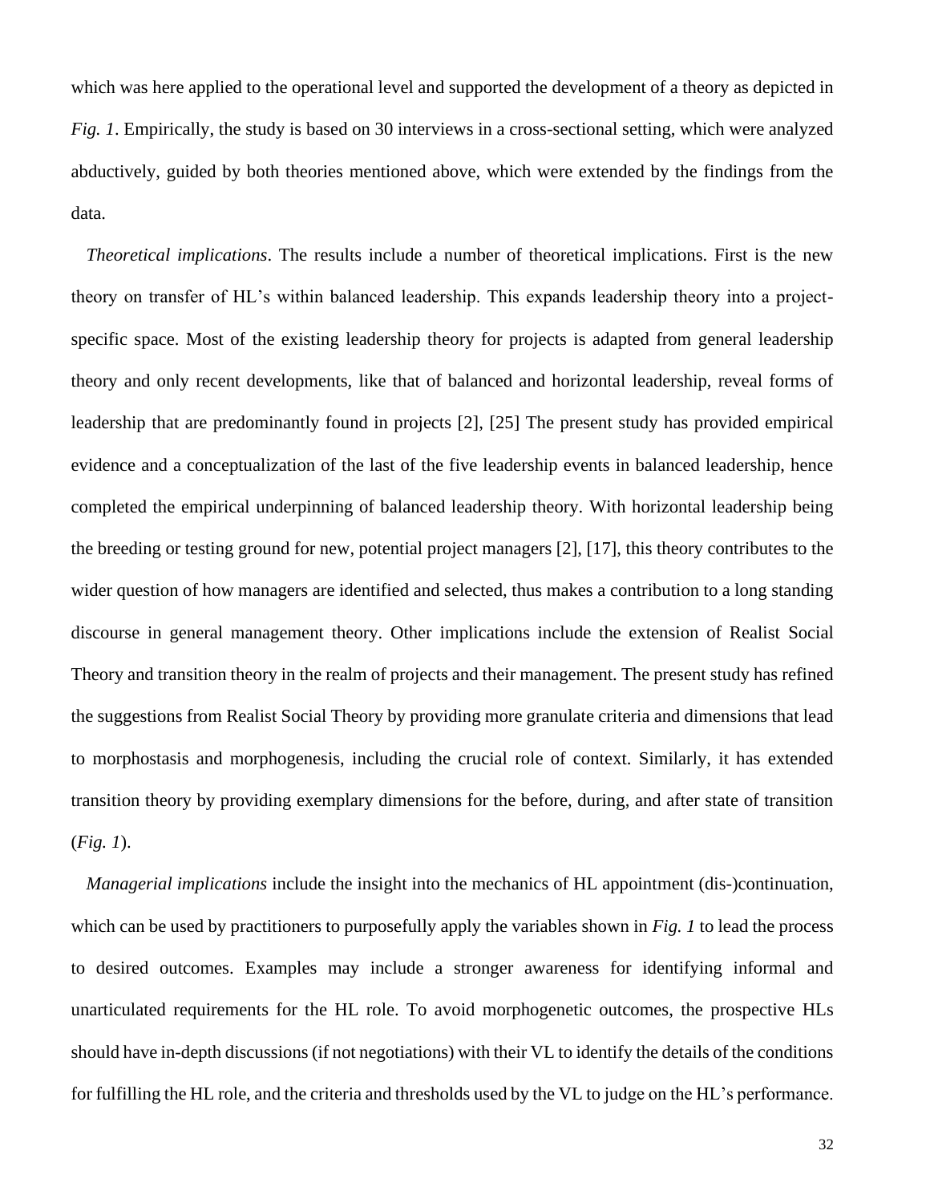which was here applied to the operational level and supported the development of a theory as depicted in *Fig. 1*. Empirically, the study is based on 30 interviews in a cross-sectional setting, which were analyzed abductively, guided by both theories mentioned above, which were extended by the findings from the data.

*Theoretical implications*. The results include a number of theoretical implications. First is the new theory on transfer of HL's within balanced leadership. This expands leadership theory into a project-specific space. Most of the existing leadership theory for projects is adapted from general leadership theory and only recent developments, like that of balanced and horizontal leadership, reveal forms of leadership that are predominantly found in projects [2], [25] The present study has provided empirical evidence and a conceptualization of the last of the five leadership events in balanced leadership, hence completed the empirical underpinning of balanced leadership theory. With horizontal leadership being the breeding or testing ground for new, potential project managers [2], [17], this theory contributes to the wider question of how managers are identified and selected, thus makes a contribution to a long standing discourse in general management theory. Other implications include the extension of Realist Social Theory and transition theory in the realm of projects and their management. The present study has refined the suggestions from Realist Social Theory by providing more granulate criteria and dimensions that lead to morphostasis and morphogenesis, including the crucial role of context. Similarly, it has extended transition theory by providing exemplary dimensions for the before, during, and after state of transition (*Fig. 1*).

*Managerial implications* include the insight into the mechanics of HL appointment (dis-)continuation, which can be used by practitioners to purposefully apply the variables shown in *Fig. 1* to lead the process to desired outcomes. Examples may include a stronger awareness for identifying informal and unarticulated requirements for the HL role. To avoid morphogenetic outcomes, the prospective HLs should have in-depth discussions (if not negotiations) with their VL to identify the details of the conditions for fulfilling the HL role, and the criteria and thresholds used by the VL to judge on the HL's performance.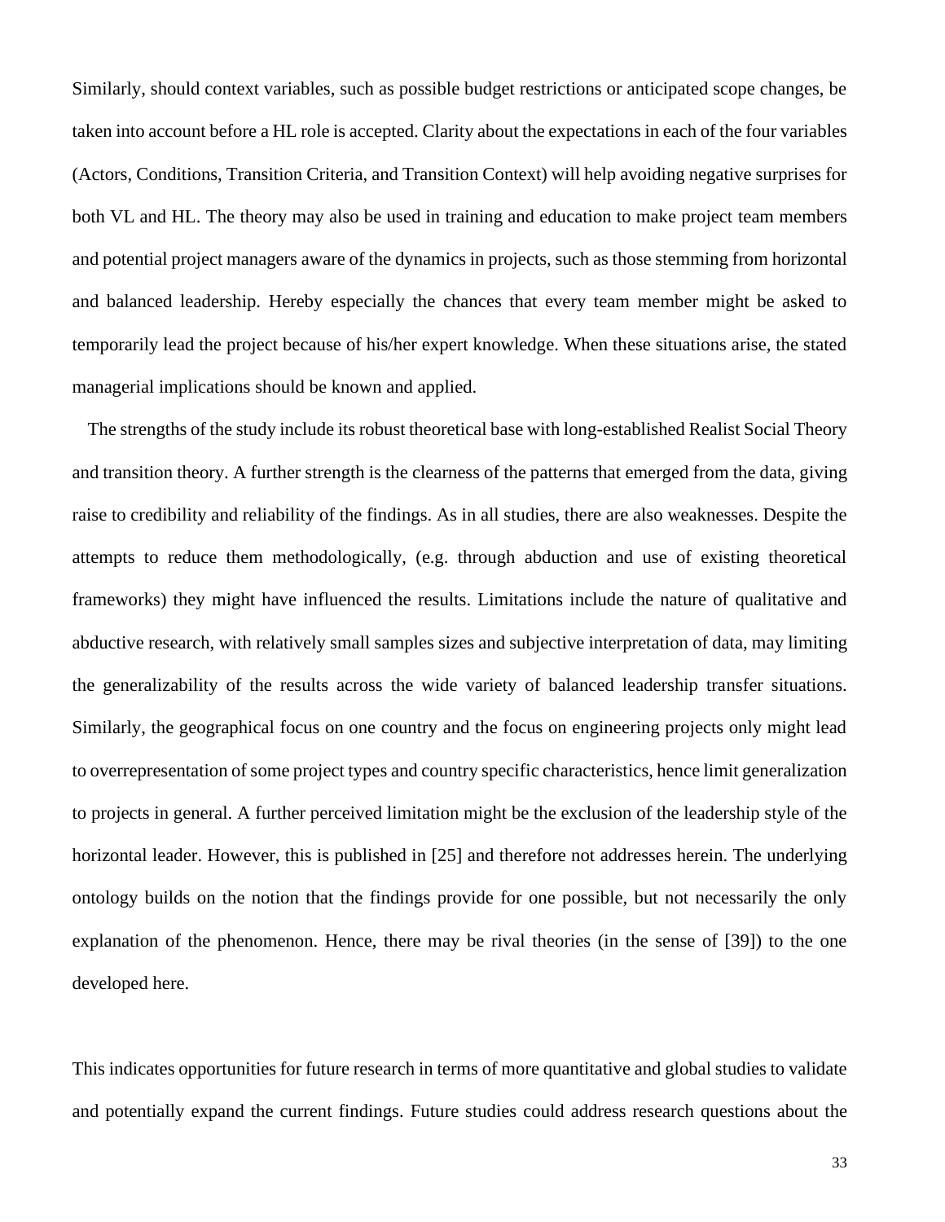Similarly, should context variables, such as possible budget restrictions or anticipated scope changes, be taken into account before a HL role is accepted. Clarity about the expectations in each of the four variables (Actors, Conditions, Transition Criteria, and Transition Context) will help avoiding negative surprises for both VL and HL. The theory may also be used in training and education to make project team members and potential project managers aware of the dynamics in projects, such as those stemming from horizontal and balanced leadership. Hereby especially the chances that every team member might be asked to temporarily lead the project because of his/her expert knowledge. When these situations arise, the stated managerial implications should be known and applied.

The strengths of the study include its robust theoretical base with long-established Realist Social Theory and transition theory. A further strength is the clearness of the patterns that emerged from the data, giving raise to credibility and reliability of the findings. As in all studies, there are also weaknesses. Despite the attempts to reduce them methodologically, (e.g. through abduction and use of existing theoretical frameworks) they might have influenced the results. Limitations include the nature of qualitative and abductive research, with relatively small samples sizes and subjective interpretation of data, may limiting the generalizability of the results across the wide variety of balanced leadership transfer situations. Similarly, the geographical focus on one country and the focus on engineering projects only might lead to overrepresentation of some project types and country specific characteristics, hence limit generalization to projects in general. A further perceived limitation might be the exclusion of the leadership style of the horizontal leader. However, this is published in [25] and therefore not addresses herein. The underlying ontology builds on the notion that the findings provide for one possible, but not necessarily the only explanation of the phenomenon. Hence, there may be rival theories (in the sense of [39]) to the one developed here.

This indicates opportunities for future research in terms of more quantitative and global studies to validate and potentially expand the current findings. Future studies could address research questions about the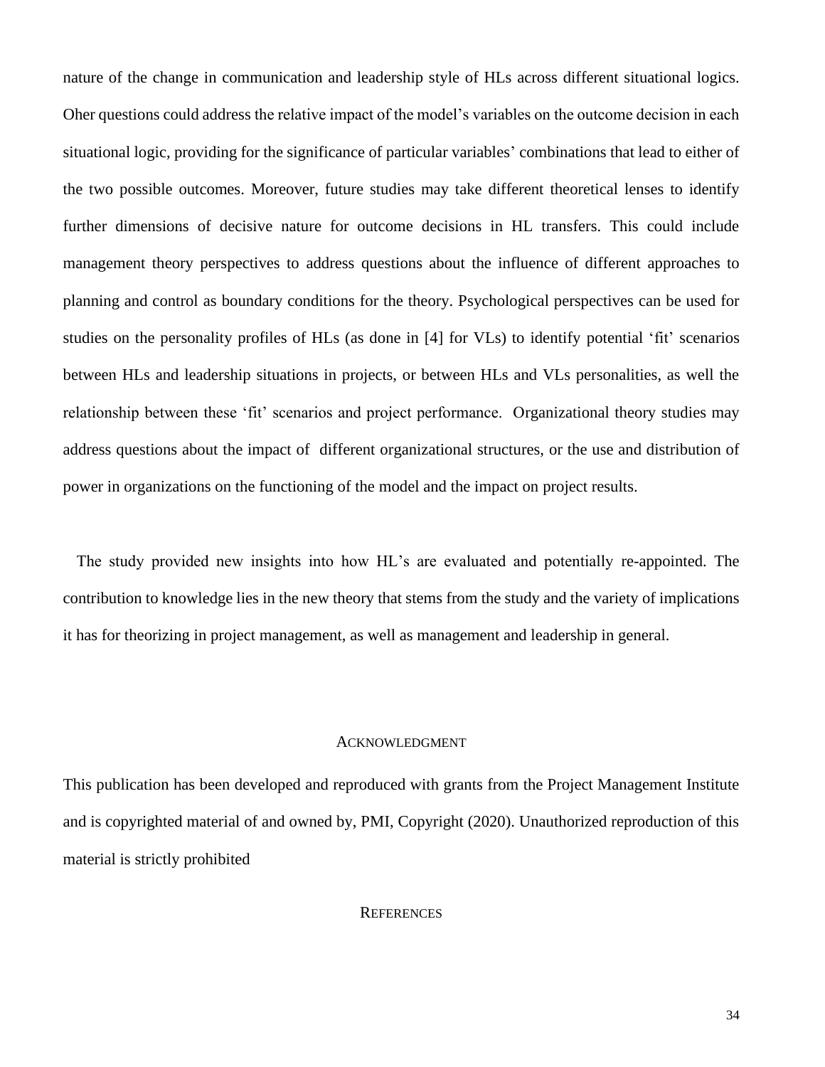nature of the change in communication and leadership style of HLs across different situational logics. Oher questions could address the relative impact of the model's variables on the outcome decision in each situational logic, providing for the significance of particular variables' combinations that lead to either of the two possible outcomes. Moreover, future studies may take different theoretical lenses to identify further dimensions of decisive nature for outcome decisions in HL transfers. This could include management theory perspectives to address questions about the influence of different approaches to planning and control as boundary conditions for the theory. Psychological perspectives can be used for studies on the personality profiles of HLs (as done in [4] for VLs) to identify potential 'fit' scenarios between HLs and leadership situations in projects, or between HLs and VLs personalities, as well the relationship between these 'fit' scenarios and project performance. Organizational theory studies may address questions about the impact of different organizational structures, or the use and distribution of power in organizations on the functioning of the model and the impact on project results.

The study provided new insights into how HL's are evaluated and potentially re-appointed. The contribution to knowledge lies in the new theory that stems from the study and the variety of implications it has for theorizing in project management, as well as management and leadership in general.

## Acknowledgment

This publication has been developed and reproduced with grants from the Project Management Institute and is copyrighted material of and owned by, PMI, Copyright (2020). Unauthorized reproduction of this material is strictly prohibited

## References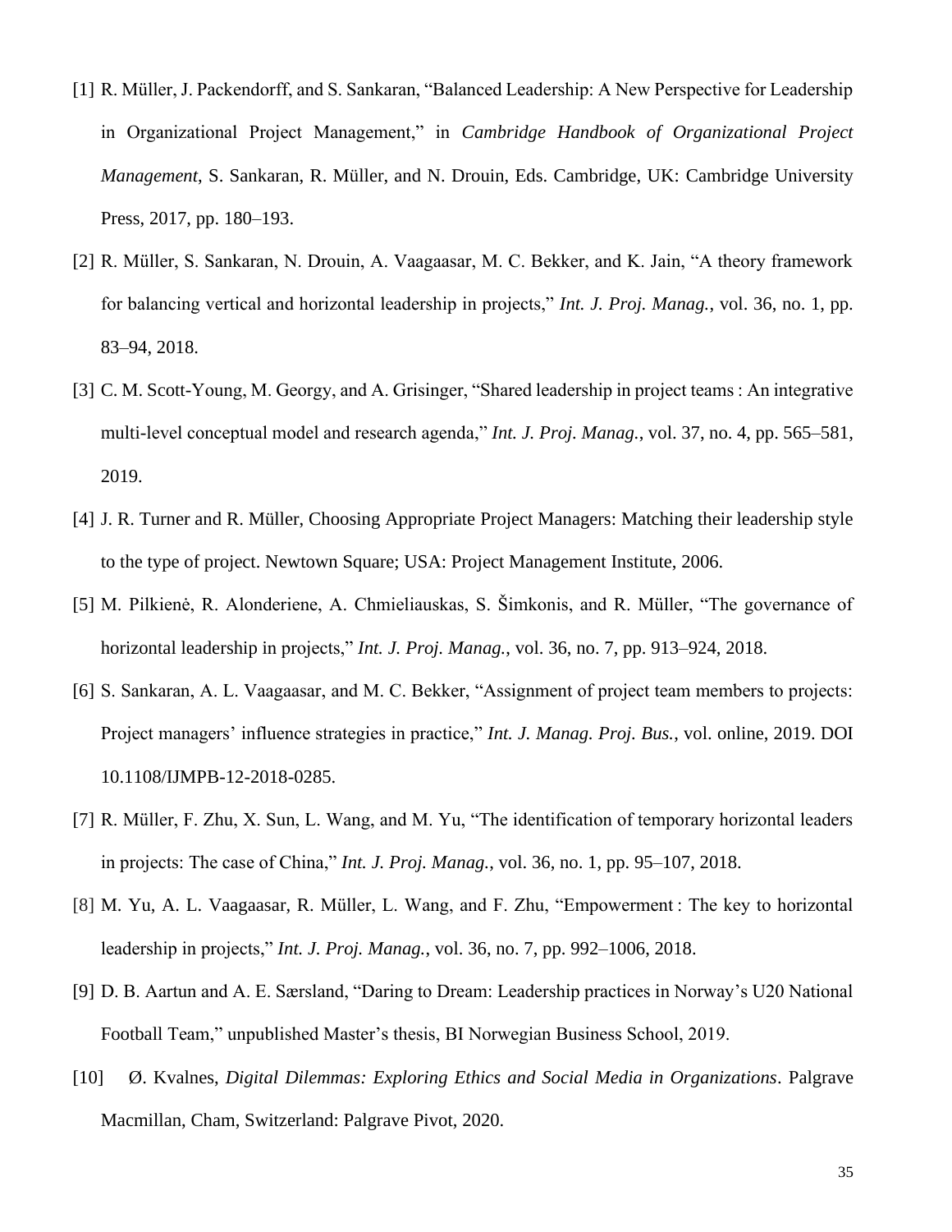[1] R. Müller, J. Packendorff, and S. Sankaran, "Balanced Leadership: A New Perspective for Leadership in Organizational Project Management," in *Cambridge Handbook of Organizational Project Management*, S. Sankaran, R. Müller, and N. Drouin, Eds. Cambridge, UK: Cambridge University Press, 2017, pp. 180–193.

[2] R. Müller, S. Sankaran, N. Drouin, A. Vaagaasar, M. C. Bekker, and K. Jain, "A theory framework for balancing vertical and horizontal leadership in projects," *Int. J. Proj. Manag.*, vol. 36, no. 1, pp. 83–94, 2018.

[3] C. M. Scott-Young, M. Georgy, and A. Grisinger, "Shared leadership in project teams : An integrative multi-level conceptual model and research agenda," *Int. J. Proj. Manag.*, vol. 37, no. 4, pp. 565–581, 2019.

[4] J. R. Turner and R. Müller, Choosing Appropriate Project Managers: Matching their leadership style to the type of project. Newtown Square; USA: Project Management Institute, 2006.

[5] M. Pilkienė, R. Alonderiene, A. Chmieliauskas, S. Šimkonis, and R. Müller, "The governance of horizontal leadership in projects," *Int. J. Proj. Manag.*, vol. 36, no. 7, pp. 913–924, 2018.

[6] S. Sankaran, A. L. Vaagaasar, and M. C. Bekker, "Assignment of project team members to projects: Project managers' influence strategies in practice," *Int. J. Manag. Proj. Bus.*, vol. online, 2019. DOI 10.1108/IJMPB-12-2018-0285.

[7] R. Müller, F. Zhu, X. Sun, L. Wang, and M. Yu, "The identification of temporary horizontal leaders in projects: The case of China," *Int. J. Proj. Manag.*, vol. 36, no. 1, pp. 95–107, 2018.

[8] M. Yu, A. L. Vaagaasar, R. Müller, L. Wang, and F. Zhu, "Empowerment : The key to horizontal leadership in projects," *Int. J. Proj. Manag.*, vol. 36, no. 7, pp. 992–1006, 2018.

[9] D. B. Aartun and A. E. Særsland, "Daring to Dream: Leadership practices in Norway's U20 National Football Team," unpublished Master's thesis, BI Norwegian Business School, 2019.

[10] Ø. Kvalnes, *Digital Dilemmas: Exploring Ethics and Social Media in Organizations*. Palgrave Macmillan, Cham, Switzerland: Palgrave Pivot, 2020.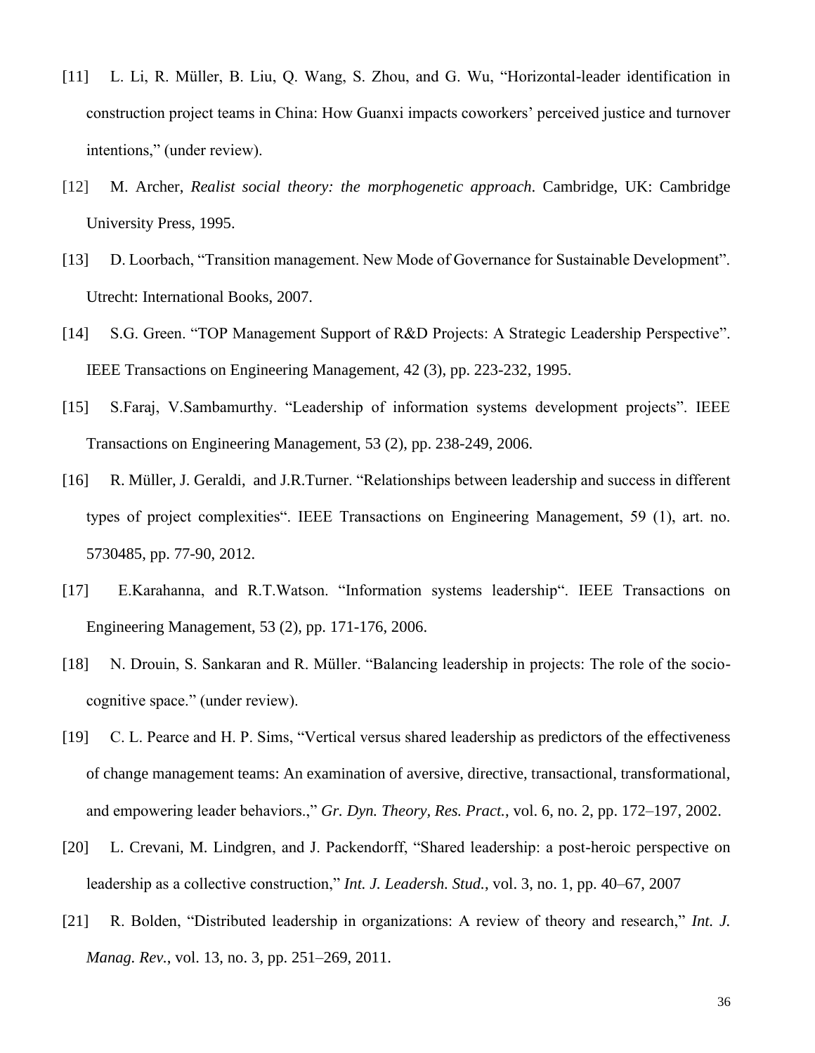[11] L. Li, R. Müller, B. Liu, Q. Wang, S. Zhou, and G. Wu, "Horizontal-leader identification in construction project teams in China: How Guanxi impacts coworkers' perceived justice and turnover intentions," (under review).

[12] M. Archer, *Realist social theory: the morphogenetic approach*. Cambridge, UK: Cambridge University Press, 1995.

[13] D. Loorbach, "Transition management. New Mode of Governance for Sustainable Development". Utrecht: International Books, 2007.

[14] S.G. Green. "TOP Management Support of R&D Projects: A Strategic Leadership Perspective". IEEE Transactions on Engineering Management, 42 (3), pp. 223-232, 1995.

[15] S.Faraj, V.Sambamurthy. "Leadership of information systems development projects". IEEE Transactions on Engineering Management, 53 (2), pp. 238-249, 2006.

[16] R. Müller, J. Geraldi, and J.R.Turner. "Relationships between leadership and success in different types of project complexities". IEEE Transactions on Engineering Management, 59 (1), art. no. 5730485, pp. 77-90, 2012.

[17] E.Karahanna, and R.T.Watson. "Information systems leadership". IEEE Transactions on Engineering Management, 53 (2), pp. 171-176, 2006.

[18] N. Drouin, S. Sankaran and R. Müller. "Balancing leadership in projects: The role of the socio-cognitive space." (under review).

[19] C. L. Pearce and H. P. Sims, "Vertical versus shared leadership as predictors of the effectiveness of change management teams: An examination of aversive, directive, transactional, transformational, and empowering leader behaviors.," *Gr. Dyn. Theory, Res. Pract.*, vol. 6, no. 2, pp. 172–197, 2002.

[20] L. Crevani, M. Lindgren, and J. Packendorff, "Shared leadership: a post-heroic perspective on leadership as a collective construction," *Int. J. Leadersh. Stud.*, vol. 3, no. 1, pp. 40–67, 2007

[21] R. Bolden, "Distributed leadership in organizations: A review of theory and research," *Int. J. Manag. Rev.*, vol. 13, no. 3, pp. 251–269, 2011.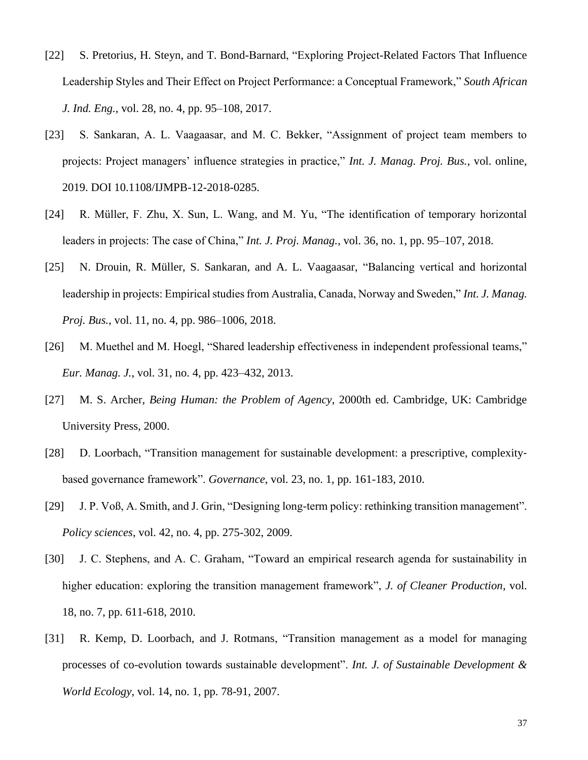[22] S. Pretorius, H. Steyn, and T. Bond-Barnard, “Exploring Project-Related Factors That Influence Leadership Styles and Their Effect on Project Performance: a Conceptual Framework,” *South African J. Ind. Eng.*, vol. 28, no. 4, pp. 95–108, 2017.

[23] S. Sankaran, A. L. Vaagaasar, and M. C. Bekker, “Assignment of project team members to projects: Project managers’ influence strategies in practice,” *Int. J. Manag. Proj. Bus.*, vol. online, 2019. DOI 10.1108/IJMPB-12-2018-0285.

[24] R. Müller, F. Zhu, X. Sun, L. Wang, and M. Yu, “The identification of temporary horizontal leaders in projects: The case of China,” *Int. J. Proj. Manag.*, vol. 36, no. 1, pp. 95–107, 2018.

[25] N. Drouin, R. Müller, S. Sankaran, and A. L. Vaagaasar, “Balancing vertical and horizontal leadership in projects: Empirical studies from Australia, Canada, Norway and Sweden,” *Int. J. Manag. Proj. Bus.*, vol. 11, no. 4, pp. 986–1006, 2018.

[26] M. Muethel and M. Hoegl, “Shared leadership effectiveness in independent professional teams,” *Eur. Manag. J.*, vol. 31, no. 4, pp. 423–432, 2013.

[27] M. S. Archer, *Being Human: the Problem of Agency*, 2000th ed. Cambridge, UK: Cambridge University Press, 2000.

[28] D. Loorbach, “Transition management for sustainable development: a prescriptive, complexity-based governance framework”. *Governance*, vol. 23, no. 1, pp. 161-183, 2010.

[29] J. P. Voß, A. Smith, and J. Grin, “Designing long-term policy: rethinking transition management”. *Policy sciences*, vol. 42, no. 4, pp. 275-302, 2009.

[30] J. C. Stephens, and A. C. Graham, “Toward an empirical research agenda for sustainability in higher education: exploring the transition management framework”, *J. of Cleaner Production*, vol. 18, no. 7, pp. 611-618, 2010.

[31] R. Kemp, D. Loorbach, and J. Rotmans, “Transition management as a model for managing processes of co-evolution towards sustainable development”. *Int. J. of Sustainable Development & World Ecology*, vol. 14, no. 1, pp. 78-91, 2007.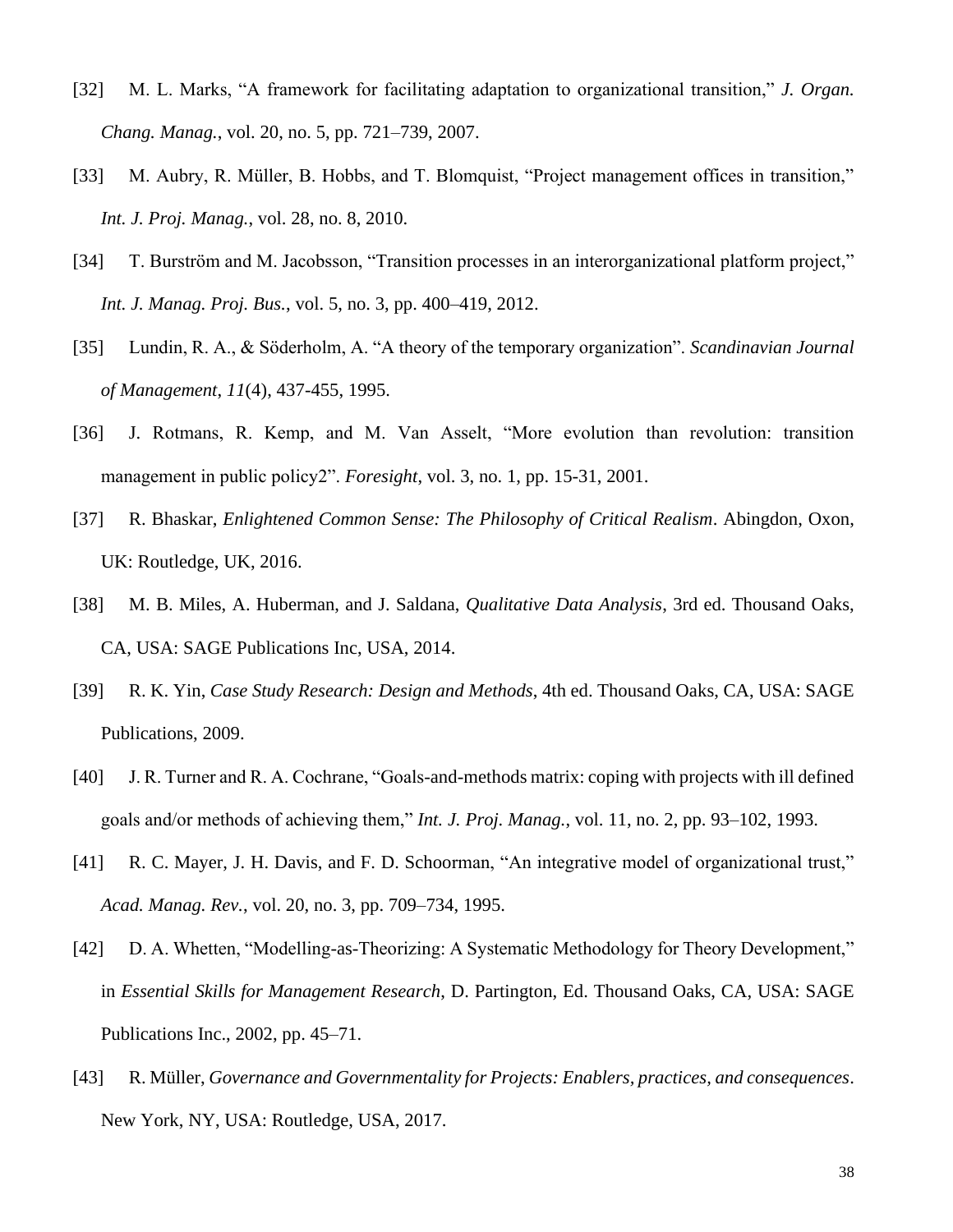[32] M. L. Marks, "A framework for facilitating adaptation to organizational transition," *J. Organ. Chang. Manag.*, vol. 20, no. 5, pp. 721–739, 2007.

[33] M. Aubry, R. Müller, B. Hobbs, and T. Blomquist, "Project management offices in transition," *Int. J. Proj. Manag.*, vol. 28, no. 8, 2010.

[34] T. Burström and M. Jacobsson, "Transition processes in an interorganizational platform project," *Int. J. Manag. Proj. Bus.*, vol. 5, no. 3, pp. 400–419, 2012.

[35] Lundin, R. A., & Söderholm, A. "A theory of the temporary organization". *Scandinavian Journal of Management*, *11*(4), 437-455, 1995.

[36] J. Rotmans, R. Kemp, and M. Van Asselt, "More evolution than revolution: transition management in public policy2". *Foresight*, vol. 3, no. 1, pp. 15-31, 2001.

[37] R. Bhaskar, *Enlightened Common Sense: The Philosophy of Critical Realism*. Abingdon, Oxon, UK: Routledge, UK, 2016.

[38] M. B. Miles, A. Huberman, and J. Saldana, *Qualitative Data Analysis*, 3rd ed. Thousand Oaks, CA, USA: SAGE Publications Inc, USA, 2014.

[39] R. K. Yin, *Case Study Research: Design and Methods*, 4th ed. Thousand Oaks, CA, USA: SAGE Publications, 2009.

[40] J. R. Turner and R. A. Cochrane, "Goals-and-methods matrix: coping with projects with ill defined goals and/or methods of achieving them," *Int. J. Proj. Manag.*, vol. 11, no. 2, pp. 93–102, 1993.

[41] R. C. Mayer, J. H. Davis, and F. D. Schoorman, "An integrative model of organizational trust," *Acad. Manag. Rev.*, vol. 20, no. 3, pp. 709–734, 1995.

[42] D. A. Whetten, "Modelling-as-Theorizing: A Systematic Methodology for Theory Development," in *Essential Skills for Management Research*, D. Partington, Ed. Thousand Oaks, CA, USA: SAGE Publications Inc., 2002, pp. 45–71.

[43] R. Müller, *Governance and Governmentality for Projects: Enablers, practices, and consequences*. New York, NY, USA: Routledge, USA, 2017.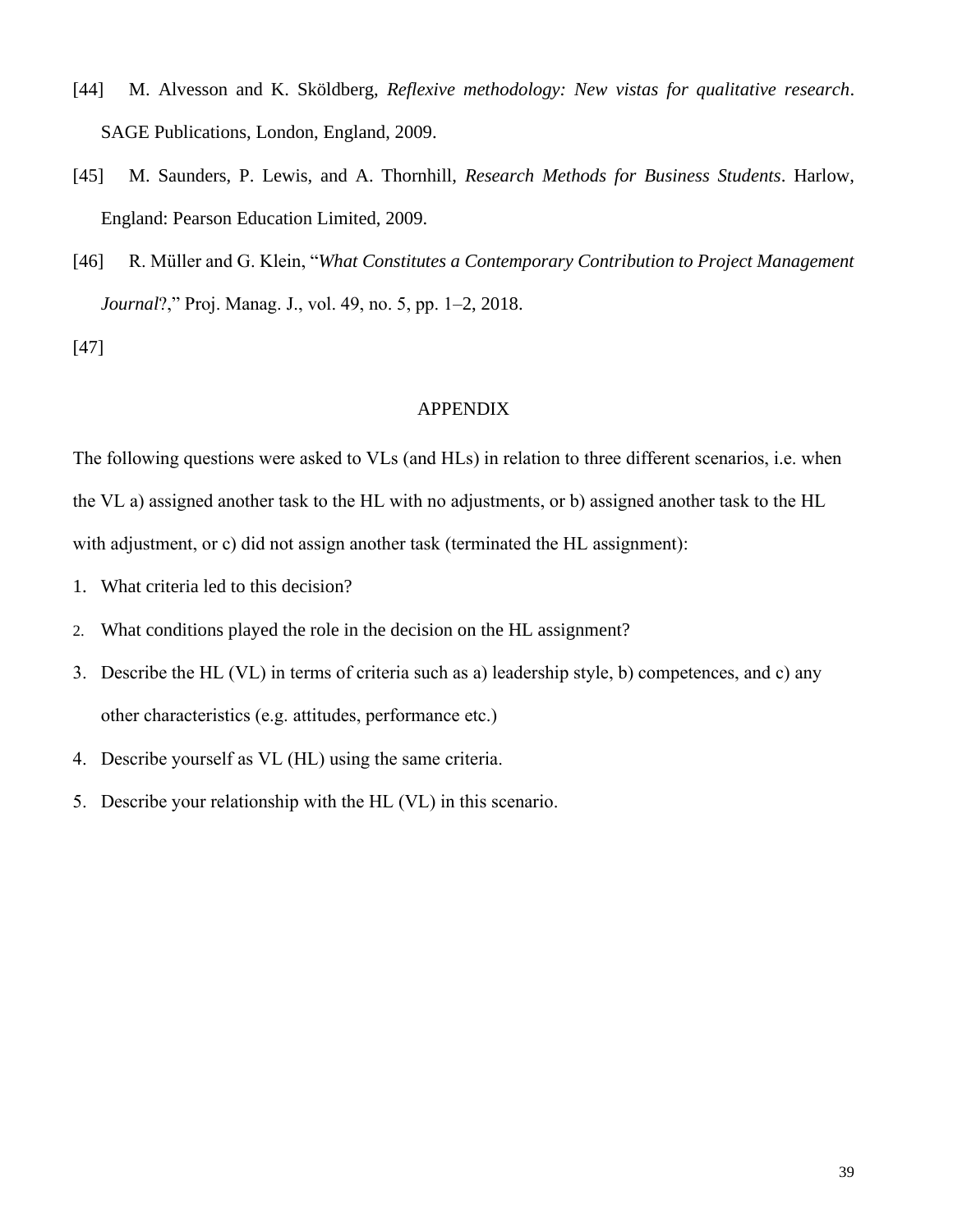[44] M. Alvesson and K. Sköldberg, *Reflexive methodology: New vistas for qualitative research*. SAGE Publications, London, England, 2009.

[45] M. Saunders, P. Lewis, and A. Thornhill, *Research Methods for Business Students*. Harlow, England: Pearson Education Limited, 2009.

[46] R. Müller and G. Klein, "*What Constitutes a Contemporary Contribution to Project Management Journal*?," Proj. Manag. J., vol. 49, no. 5, pp. 1–2, 2018.

[47]

## APPENDIX

The following questions were asked to VLs (and HLs) in relation to three different scenarios, i.e. when the VL a) assigned another task to the HL with no adjustments, or b) assigned another task to the HL with adjustment, or c) did not assign another task (terminated the HL assignment):

1. What criteria led to this decision?
2. What conditions played the role in the decision on the HL assignment?
3. Describe the HL (VL) in terms of criteria such as a) leadership style, b) competences, and c) any other characteristics (e.g. attitudes, performance etc.)
4. Describe yourself as VL (HL) using the same criteria.
5. Describe your relationship with the HL (VL) in this scenario.